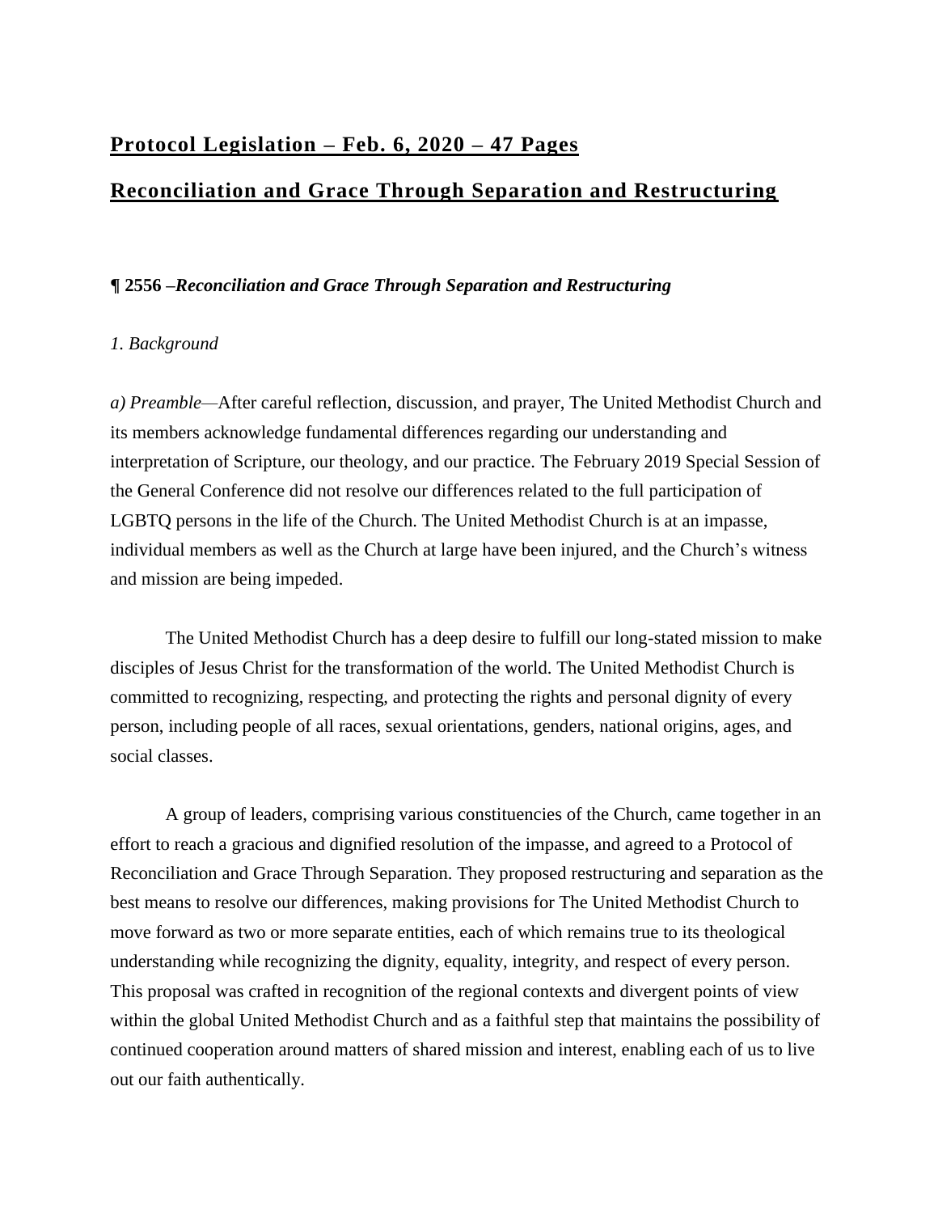# **Protocol Legislation – Feb. 6, 2020 – 47 Pages**

# **Reconciliation and Grace Through Separation and Restructuring**

**¶ 2556 –*Reconciliation and Grace Through Separation and Restructuring***

*1. Background*

*a) Preamble*—After careful reflection, discussion, and prayer, The United Methodist Church and its members acknowledge fundamental differences regarding our understanding and interpretation of Scripture, our theology, and our practice. The February 2019 Special Session of the General Conference did not resolve our differences related to the full participation of LGBTQ persons in the life of the Church. The United Methodist Church is at an impasse, individual members as well as the Church at large have been injured, and the Church's witness and mission are being impeded.

The United Methodist Church has a deep desire to fulfill our long-stated mission to make disciples of Jesus Christ for the transformation of the world. The United Methodist Church is committed to recognizing, respecting, and protecting the rights and personal dignity of every person, including people of all races, sexual orientations, genders, national origins, ages, and social classes.

A group of leaders, comprising various constituencies of the Church, came together in an effort to reach a gracious and dignified resolution of the impasse, and agreed to a Protocol of Reconciliation and Grace Through Separation. They proposed restructuring and separation as the best means to resolve our differences, making provisions for The United Methodist Church to move forward as two or more separate entities, each of which remains true to its theological understanding while recognizing the dignity, equality, integrity, and respect of every person. This proposal was crafted in recognition of the regional contexts and divergent points of view within the global United Methodist Church and as a faithful step that maintains the possibility of continued cooperation around matters of shared mission and interest, enabling each of us to live out our faith authentically.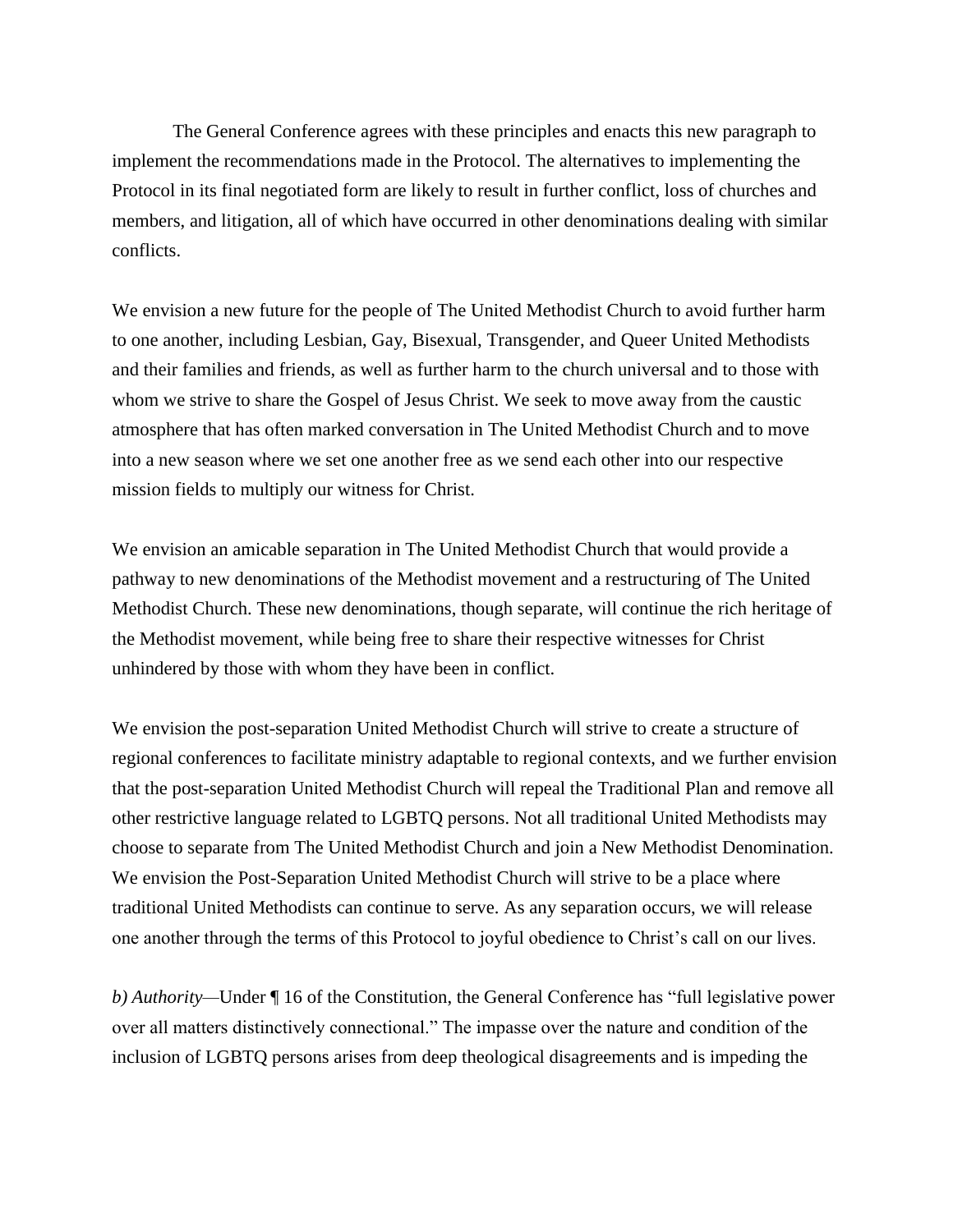The General Conference agrees with these principles and enacts this new paragraph to implement the recommendations made in the Protocol. The alternatives to implementing the Protocol in its final negotiated form are likely to result in further conflict, loss of churches and members, and litigation, all of which have occurred in other denominations dealing with similar conflicts.

We envision a new future for the people of The United Methodist Church to avoid further harm to one another, including Lesbian, Gay, Bisexual, Transgender, and Queer United Methodists and their families and friends, as well as further harm to the church universal and to those with whom we strive to share the Gospel of Jesus Christ. We seek to move away from the caustic atmosphere that has often marked conversation in The United Methodist Church and to move into a new season where we set one another free as we send each other into our respective mission fields to multiply our witness for Christ.

We envision an amicable separation in The United Methodist Church that would provide a pathway to new denominations of the Methodist movement and a restructuring of The United Methodist Church. These new denominations, though separate, will continue the rich heritage of the Methodist movement, while being free to share their respective witnesses for Christ unhindered by those with whom they have been in conflict.

We envision the post-separation United Methodist Church will strive to create a structure of regional conferences to facilitate ministry adaptable to regional contexts, and we further envision that the post-separation United Methodist Church will repeal the Traditional Plan and remove all other restrictive language related to LGBTQ persons. Not all traditional United Methodists may choose to separate from The United Methodist Church and join a New Methodist Denomination. We envision the Post-Separation United Methodist Church will strive to be a place where traditional United Methodists can continue to serve. As any separation occurs, we will release one another through the terms of this Protocol to joyful obedience to Christ's call on our lives.

*b) Authority*—Under ¶ 16 of the Constitution, the General Conference has "full legislative power over all matters distinctively connectional." The impasse over the nature and condition of the inclusion of LGBTQ persons arises from deep theological disagreements and is impeding the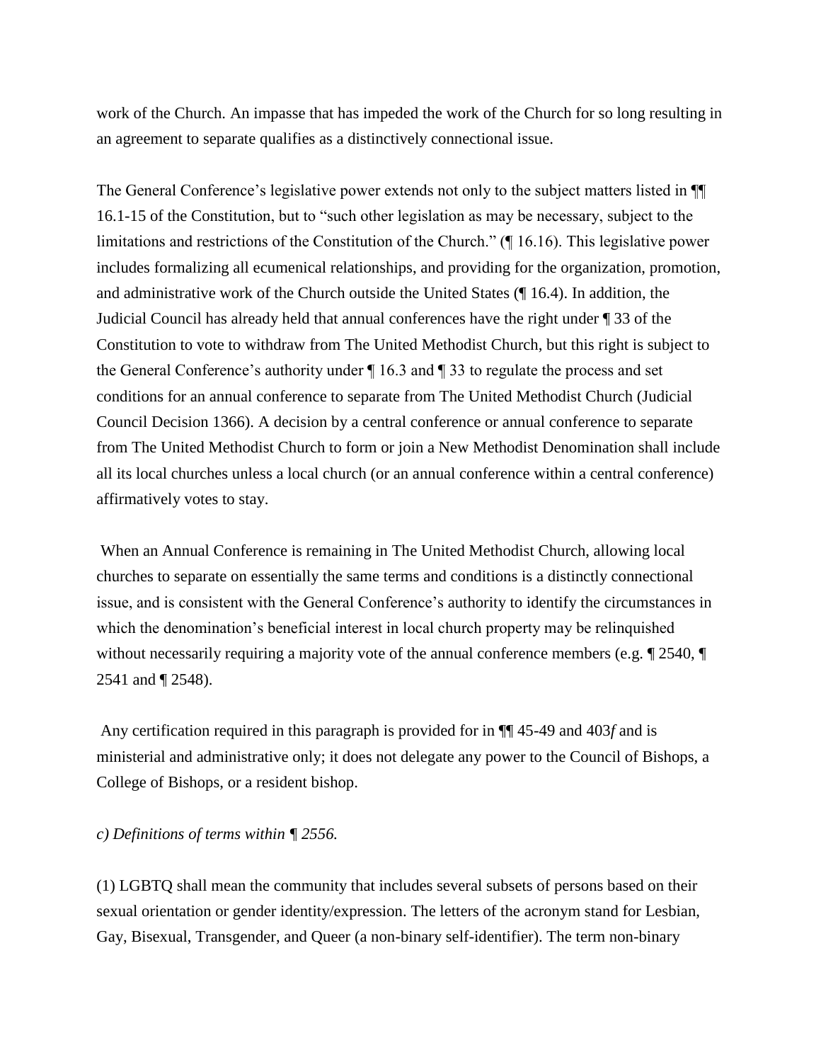work of the Church. An impasse that has impeded the work of the Church for so long resulting in an agreement to separate qualifies as a distinctively connectional issue.

The General Conference's legislative power extends not only to the subject matters listed in ¶¶ 16.1-15 of the Constitution, but to "such other legislation as may be necessary, subject to the limitations and restrictions of the Constitution of the Church." (¶ 16.16). This legislative power includes formalizing all ecumenical relationships, and providing for the organization, promotion, and administrative work of the Church outside the United States (¶ 16.4). In addition, the Judicial Council has already held that annual conferences have the right under ¶ 33 of the Constitution to vote to withdraw from The United Methodist Church, but this right is subject to the General Conference's authority under ¶ 16.3 and ¶ 33 to regulate the process and set conditions for an annual conference to separate from The United Methodist Church (Judicial Council Decision 1366). A decision by a central conference or annual conference to separate from The United Methodist Church to form or join a New Methodist Denomination shall include all its local churches unless a local church (or an annual conference within a central conference) affirmatively votes to stay.

When an Annual Conference is remaining in The United Methodist Church, allowing local churches to separate on essentially the same terms and conditions is a distinctly connectional issue, and is consistent with the General Conference's authority to identify the circumstances in which the denomination's beneficial interest in local church property may be relinquished without necessarily requiring a majority vote of the annual conference members (e.g. ¶ 2540, ¶ 2541 and ¶ 2548).

Any certification required in this paragraph is provided for in ¶¶ 45-49 and 403*f* and is ministerial and administrative only; it does not delegate any power to the Council of Bishops, a College of Bishops, or a resident bishop.

*c) Definitions of terms within ¶ 2556.*

(1) LGBTQ shall mean the community that includes several subsets of persons based on their sexual orientation or gender identity/expression. The letters of the acronym stand for Lesbian, Gay, Bisexual, Transgender, and Queer (a non-binary self-identifier). The term non-binary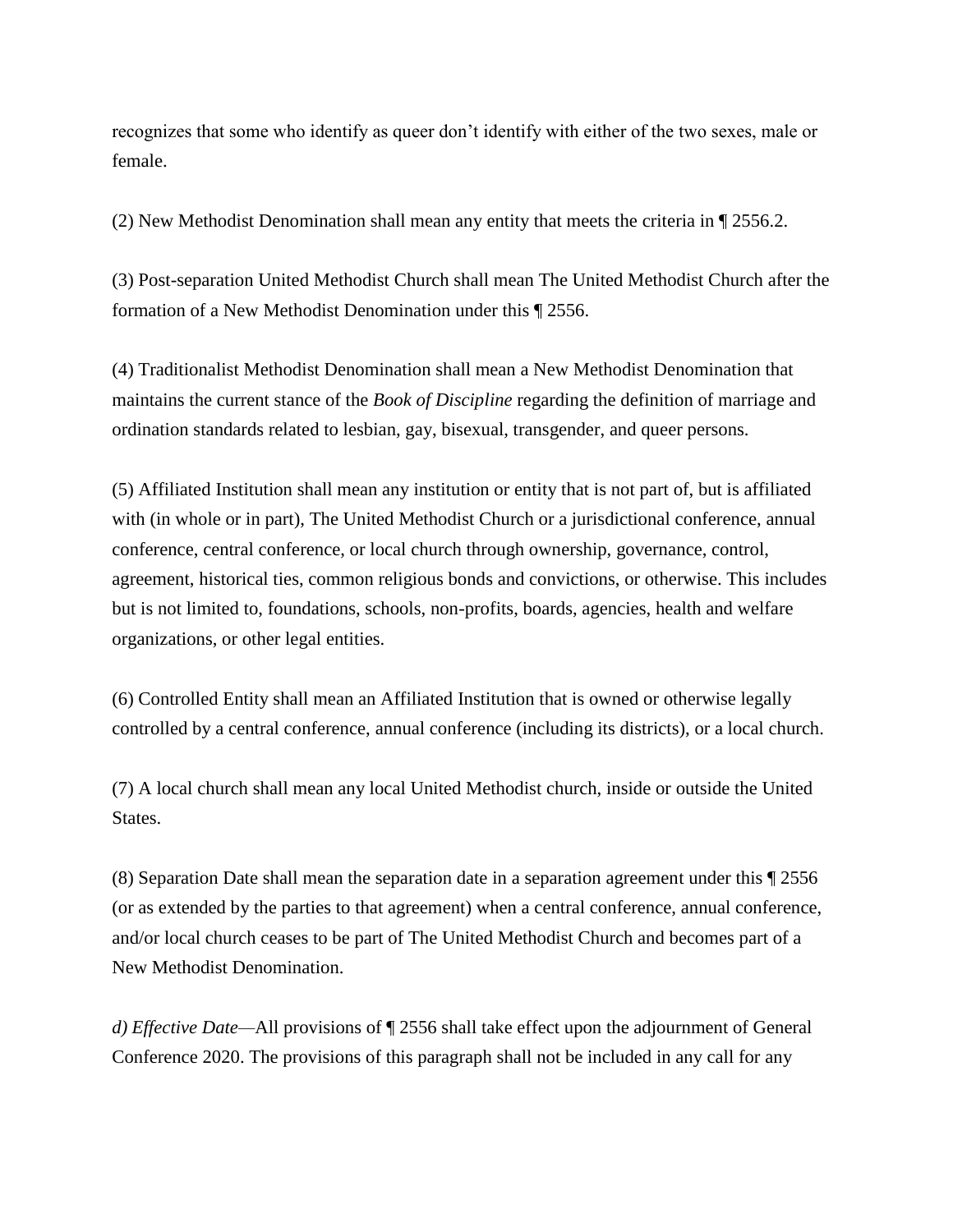recognizes that some who identify as queer don't identify with either of the two sexes, male or female.

(2) New Methodist Denomination shall mean any entity that meets the criteria in ¶ 2556.2.

(3) Post-separation United Methodist Church shall mean The United Methodist Church after the formation of a New Methodist Denomination under this ¶ 2556.

(4) Traditionalist Methodist Denomination shall mean a New Methodist Denomination that maintains the current stance of the *Book of Discipline* regarding the definition of marriage and ordination standards related to lesbian, gay, bisexual, transgender, and queer persons.

(5) Affiliated Institution shall mean any institution or entity that is not part of, but is affiliated with (in whole or in part), The United Methodist Church or a jurisdictional conference, annual conference, central conference, or local church through ownership, governance, control, agreement, historical ties, common religious bonds and convictions, or otherwise. This includes but is not limited to, foundations, schools, non-profits, boards, agencies, health and welfare organizations, or other legal entities.

(6) Controlled Entity shall mean an Affiliated Institution that is owned or otherwise legally controlled by a central conference, annual conference (including its districts), or a local church.

(7) A local church shall mean any local United Methodist church, inside or outside the United States.

(8) Separation Date shall mean the separation date in a separation agreement under this ¶ 2556 (or as extended by the parties to that agreement) when a central conference, annual conference, and/or local church ceases to be part of The United Methodist Church and becomes part of a New Methodist Denomination.

*d) Effective Date—*All provisions of ¶ 2556 shall take effect upon the adjournment of General Conference 2020. The provisions of this paragraph shall not be included in any call for any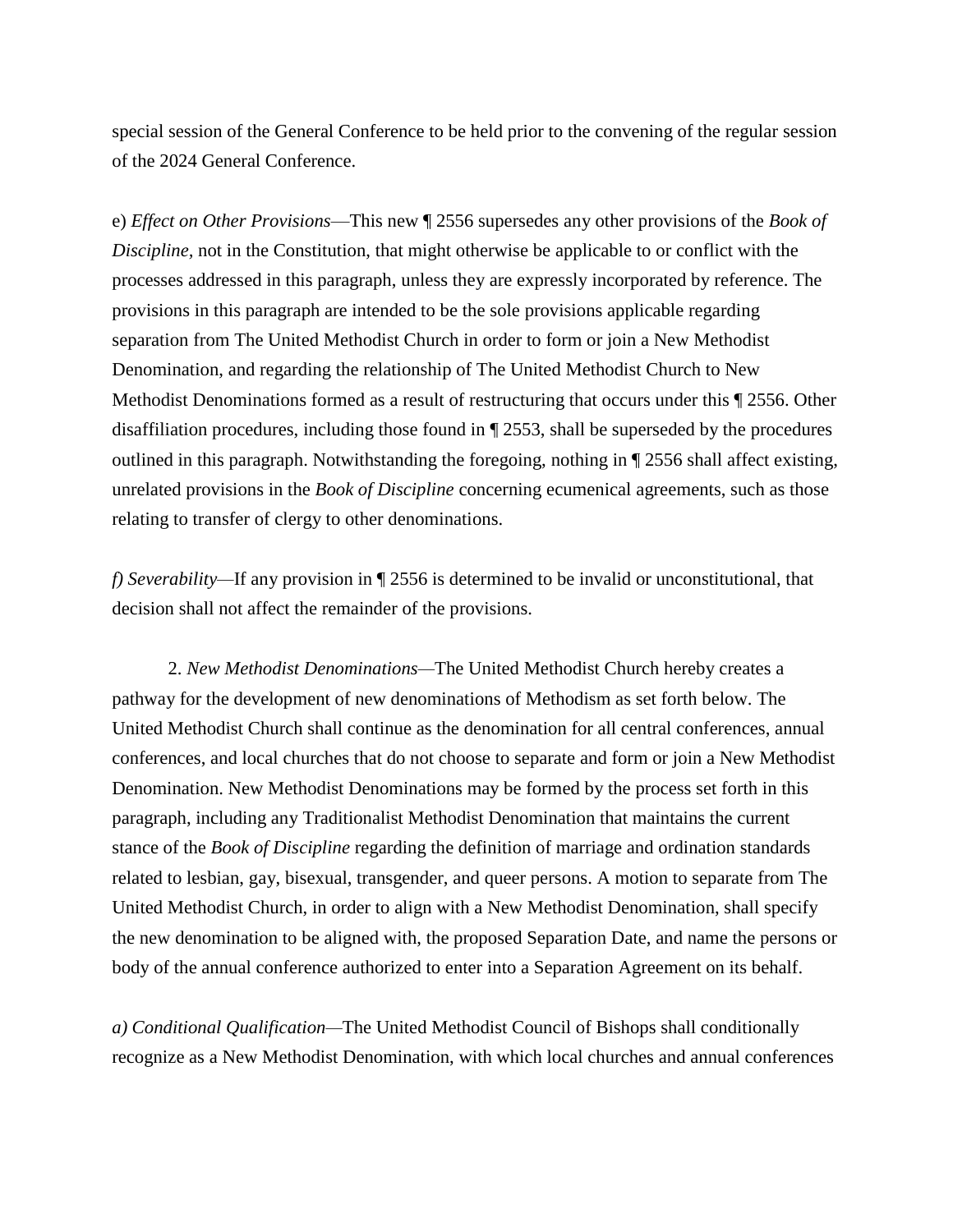special session of the General Conference to be held prior to the convening of the regular session of the 2024 General Conference.

e) *Effect on Other Provisions*—This new ¶ 2556 supersedes any other provisions of the *Book of Discipline,* not in the Constitution, that might otherwise be applicable to or conflict with the processes addressed in this paragraph, unless they are expressly incorporated by reference. The provisions in this paragraph are intended to be the sole provisions applicable regarding separation from The United Methodist Church in order to form or join a New Methodist Denomination, and regarding the relationship of The United Methodist Church to New Methodist Denominations formed as a result of restructuring that occurs under this ¶ 2556. Other disaffiliation procedures, including those found in ¶ 2553, shall be superseded by the procedures outlined in this paragraph. Notwithstanding the foregoing, nothing in ¶ 2556 shall affect existing, unrelated provisions in the *Book of Discipline* concerning ecumenical agreements, such as those relating to transfer of clergy to other denominations.

*f) Severability*—If any provision in ¶ 2556 is determined to be invalid or unconstitutional, that decision shall not affect the remainder of the provisions.

2. *New Methodist Denominations*—The United Methodist Church hereby creates a pathway for the development of new denominations of Methodism as set forth below. The United Methodist Church shall continue as the denomination for all central conferences, annual conferences, and local churches that do not choose to separate and form or join a New Methodist Denomination. New Methodist Denominations may be formed by the process set forth in this paragraph, including any Traditionalist Methodist Denomination that maintains the current stance of the *Book of Discipline* regarding the definition of marriage and ordination standards related to lesbian, gay, bisexual, transgender, and queer persons. A motion to separate from The United Methodist Church, in order to align with a New Methodist Denomination, shall specify the new denomination to be aligned with, the proposed Separation Date, and name the persons or body of the annual conference authorized to enter into a Separation Agreement on its behalf.

*a) Conditional Qualification*—The United Methodist Council of Bishops shall conditionally recognize as a New Methodist Denomination, with which local churches and annual conferences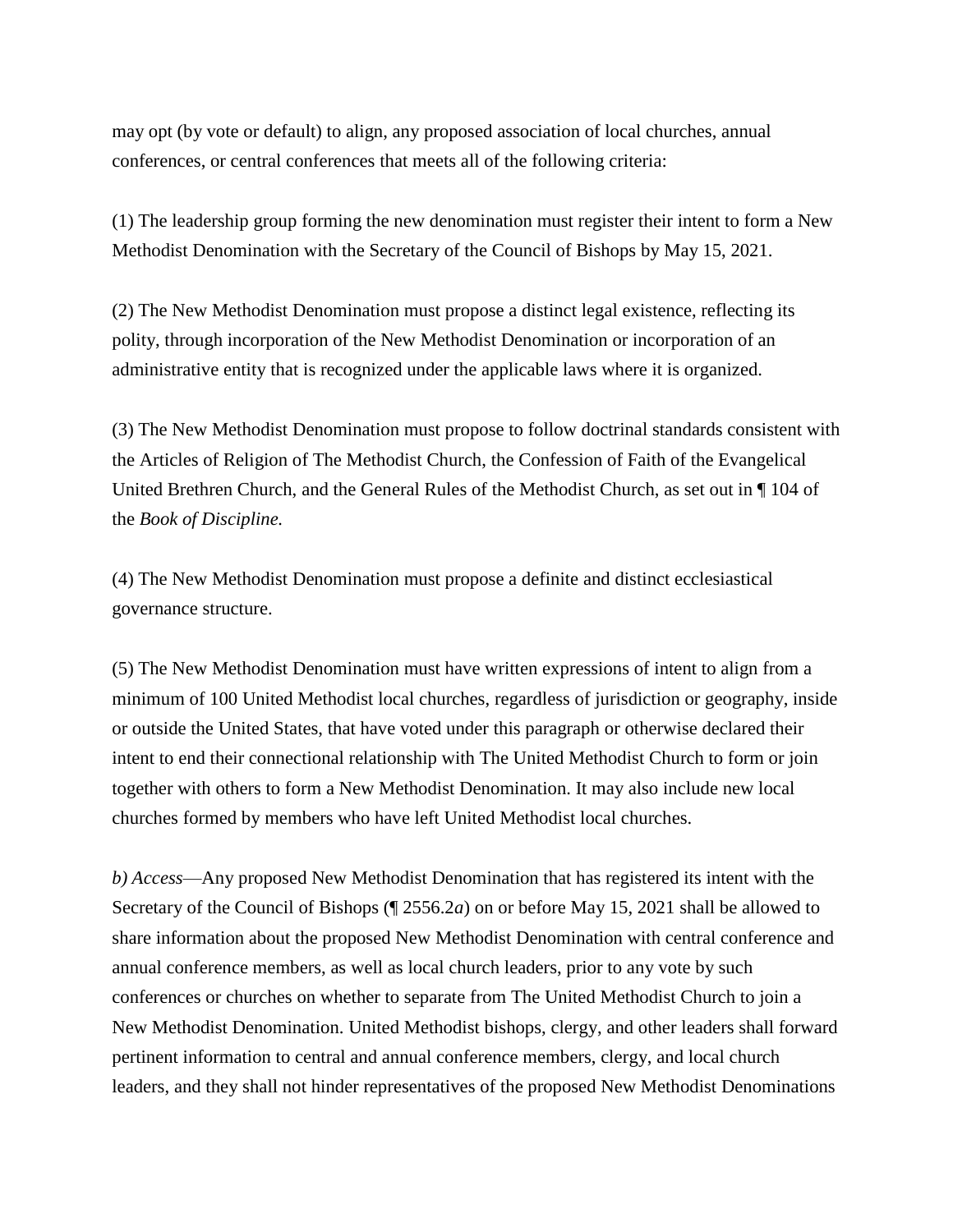may opt (by vote or default) to align, any proposed association of local churches, annual conferences, or central conferences that meets all of the following criteria:

(1) The leadership group forming the new denomination must register their intent to form a New Methodist Denomination with the Secretary of the Council of Bishops by May 15, 2021.

(2) The New Methodist Denomination must propose a distinct legal existence, reflecting its polity, through incorporation of the New Methodist Denomination or incorporation of an administrative entity that is recognized under the applicable laws where it is organized.

(3) The New Methodist Denomination must propose to follow doctrinal standards consistent with the Articles of Religion of The Methodist Church, the Confession of Faith of the Evangelical United Brethren Church, and the General Rules of the Methodist Church, as set out in ¶ 104 of the *Book of Discipline.*

(4) The New Methodist Denomination must propose a definite and distinct ecclesiastical governance structure.

(5) The New Methodist Denomination must have written expressions of intent to align from a minimum of 100 United Methodist local churches, regardless of jurisdiction or geography, inside or outside the United States, that have voted under this paragraph or otherwise declared their intent to end their connectional relationship with The United Methodist Church to form or join together with others to form a New Methodist Denomination. It may also include new local churches formed by members who have left United Methodist local churches.

*b) Access*—Any proposed New Methodist Denomination that has registered its intent with the Secretary of the Council of Bishops (¶ 2556.2*a*) on or before May 15, 2021 shall be allowed to share information about the proposed New Methodist Denomination with central conference and annual conference members, as well as local church leaders, prior to any vote by such conferences or churches on whether to separate from The United Methodist Church to join a New Methodist Denomination. United Methodist bishops, clergy, and other leaders shall forward pertinent information to central and annual conference members, clergy, and local church leaders, and they shall not hinder representatives of the proposed New Methodist Denominations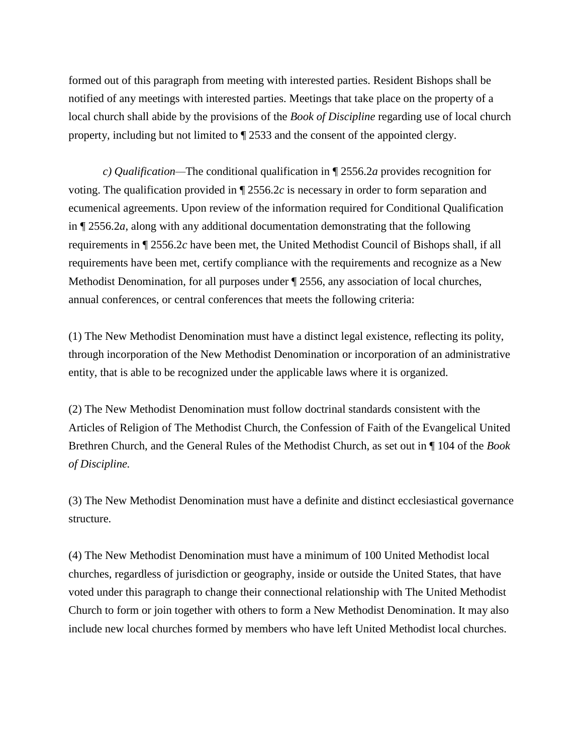formed out of this paragraph from meeting with interested parties. Resident Bishops shall be notified of any meetings with interested parties. Meetings that take place on the property of a local church shall abide by the provisions of the *Book of Discipline* regarding use of local church property, including but not limited to ¶ 2533 and the consent of the appointed clergy.

*c) Qualification—*The conditional qualification in ¶ 2556.2*a* provides recognition for voting. The qualification provided in ¶ 2556.2*c* is necessary in order to form separation and ecumenical agreements. Upon review of the information required for Conditional Qualification in ¶ 2556.2*a*, along with any additional documentation demonstrating that the following requirements in ¶ 2556.2*c* have been met, the United Methodist Council of Bishops shall, if all requirements have been met, certify compliance with the requirements and recognize as a New Methodist Denomination, for all purposes under ¶ 2556, any association of local churches, annual conferences, or central conferences that meets the following criteria:

(1) The New Methodist Denomination must have a distinct legal existence, reflecting its polity, through incorporation of the New Methodist Denomination or incorporation of an administrative entity, that is able to be recognized under the applicable laws where it is organized.

(2) The New Methodist Denomination must follow doctrinal standards consistent with the Articles of Religion of The Methodist Church, the Confession of Faith of the Evangelical United Brethren Church, and the General Rules of the Methodist Church, as set out in ¶ 104 of the *Book of Discipline.*

(3) The New Methodist Denomination must have a definite and distinct ecclesiastical governance structure.

(4) The New Methodist Denomination must have a minimum of 100 United Methodist local churches, regardless of jurisdiction or geography, inside or outside the United States, that have voted under this paragraph to change their connectional relationship with The United Methodist Church to form or join together with others to form a New Methodist Denomination. It may also include new local churches formed by members who have left United Methodist local churches.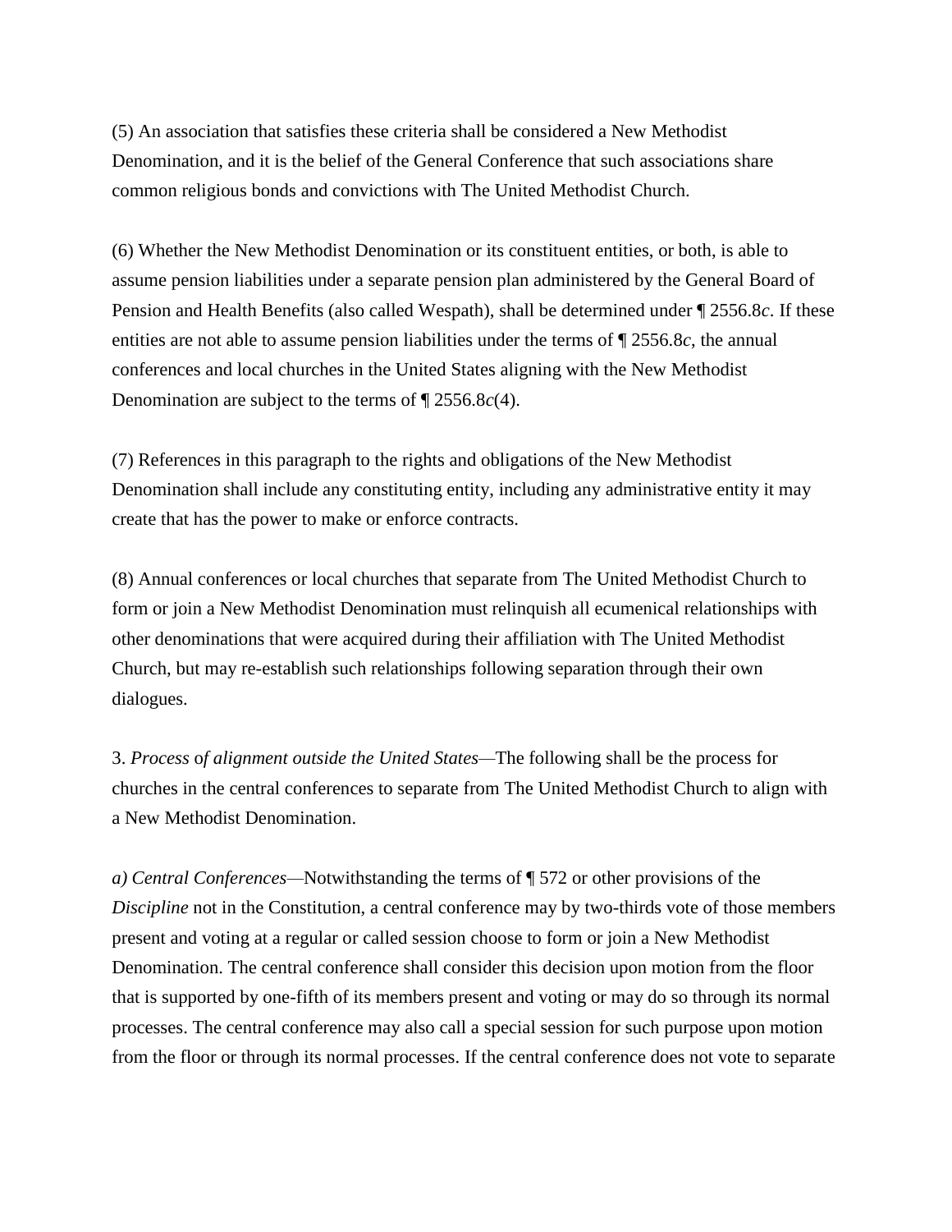(5) An association that satisfies these criteria shall be considered a New Methodist Denomination, and it is the belief of the General Conference that such associations share common religious bonds and convictions with The United Methodist Church.

(6) Whether the New Methodist Denomination or its constituent entities, or both, is able to assume pension liabilities under a separate pension plan administered by the General Board of Pension and Health Benefits (also called Wespath), shall be determined under ¶ 2556.8*c*. If these entities are not able to assume pension liabilities under the terms of ¶ 2556.8*c*, the annual conferences and local churches in the United States aligning with the New Methodist Denomination are subject to the terms of ¶ 2556.8*c*(4).

(7) References in this paragraph to the rights and obligations of the New Methodist Denomination shall include any constituting entity, including any administrative entity it may create that has the power to make or enforce contracts.

(8) Annual conferences or local churches that separate from The United Methodist Church to form or join a New Methodist Denomination must relinquish all ecumenical relationships with other denominations that were acquired during their affiliation with The United Methodist Church, but may re-establish such relationships following separation through their own dialogues.

3. *Process of alignment outside the United States*—The following shall be the process for churches in the central conferences to separate from The United Methodist Church to align with a New Methodist Denomination.

*a) Central Conferences*—Notwithstanding the terms of ¶ 572 or other provisions of the *Discipline* not in the Constitution, a central conference may by two-thirds vote of those members present and voting at a regular or called session choose to form or join a New Methodist Denomination. The central conference shall consider this decision upon motion from the floor that is supported by one-fifth of its members present and voting or may do so through its normal processes. The central conference may also call a special session for such purpose upon motion from the floor or through its normal processes. If the central conference does not vote to separate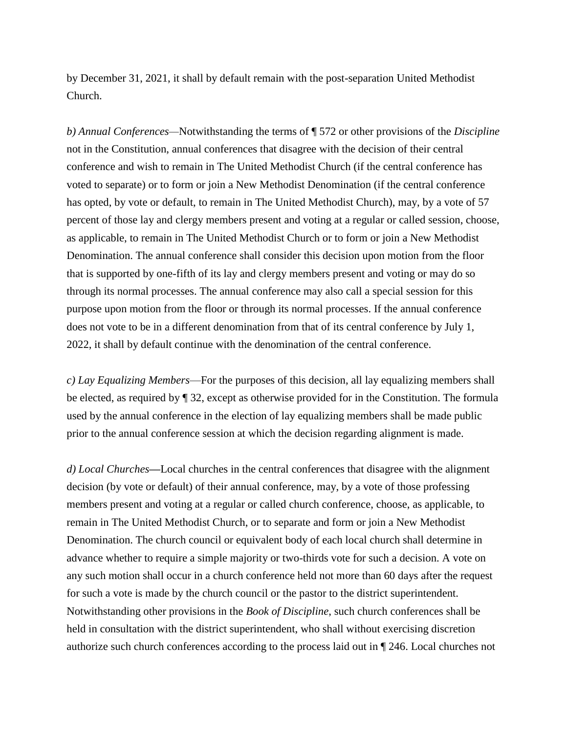by December 31, 2021, it shall by default remain with the post-separation United Methodist Church.

*b) Annual Conferences*—Notwithstanding the terms of ¶ 572 or other provisions of the *Discipline* not in the Constitution, annual conferences that disagree with the decision of their central conference and wish to remain in The United Methodist Church (if the central conference has voted to separate) or to form or join a New Methodist Denomination (if the central conference has opted, by vote or default, to remain in The United Methodist Church), may, by a vote of 57 percent of those lay and clergy members present and voting at a regular or called session, choose, as applicable, to remain in The United Methodist Church or to form or join a New Methodist Denomination. The annual conference shall consider this decision upon motion from the floor that is supported by one-fifth of its lay and clergy members present and voting or may do so through its normal processes. The annual conference may also call a special session for this purpose upon motion from the floor or through its normal processes. If the annual conference does not vote to be in a different denomination from that of its central conference by July 1, 2022, it shall by default continue with the denomination of the central conference.

*c) Lay Equalizing Members*—For the purposes of this decision, all lay equalizing members shall be elected, as required by ¶ 32, except as otherwise provided for in the Constitution. The formula used by the annual conference in the election of lay equalizing members shall be made public prior to the annual conference session at which the decision regarding alignment is made.

*d) Local Churches*—Local churches in the central conferences that disagree with the alignment decision (by vote or default) of their annual conference, may, by a vote of those professing members present and voting at a regular or called church conference, choose, as applicable, to remain in The United Methodist Church, or to separate and form or join a New Methodist Denomination. The church council or equivalent body of each local church shall determine in advance whether to require a simple majority or two-thirds vote for such a decision. A vote on any such motion shall occur in a church conference held not more than 60 days after the request for such a vote is made by the church council or the pastor to the district superintendent. Notwithstanding other provisions in the *Book of Discipline*, such church conferences shall be held in consultation with the district superintendent, who shall without exercising discretion authorize such church conferences according to the process laid out in ¶ 246. Local churches not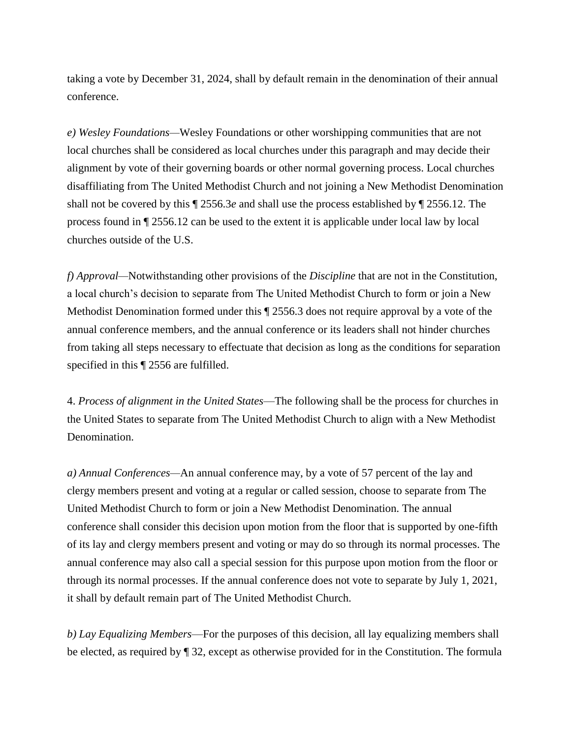taking a vote by December 31, 2024, shall by default remain in the denomination of their annual conference.

*e) Wesley Foundations*—Wesley Foundations or other worshipping communities that are not local churches shall be considered as local churches under this paragraph and may decide their alignment by vote of their governing boards or other normal governing process. Local churches disaffiliating from The United Methodist Church and not joining a New Methodist Denomination shall not be covered by this ¶ 2556.3*e* and shall use the process established by ¶ 2556.12. The process found in ¶ 2556.12 can be used to the extent it is applicable under local law by local churches outside of the U.S.

*f) Approval*—Notwithstanding other provisions of the *Discipline* that are not in the Constitution, a local church's decision to separate from The United Methodist Church to form or join a New Methodist Denomination formed under this ¶ 2556.3 does not require approval by a vote of the annual conference members, and the annual conference or its leaders shall not hinder churches from taking all steps necessary to effectuate that decision as long as the conditions for separation specified in this ¶ 2556 are fulfilled.

4. *Process of alignment in the United States*—The following shall be the process for churches in the United States to separate from The United Methodist Church to align with a New Methodist Denomination.

*a) Annual Conferences*—An annual conference may, by a vote of 57 percent of the lay and clergy members present and voting at a regular or called session, choose to separate from The United Methodist Church to form or join a New Methodist Denomination. The annual conference shall consider this decision upon motion from the floor that is supported by one-fifth of its lay and clergy members present and voting or may do so through its normal processes. The annual conference may also call a special session for this purpose upon motion from the floor or through its normal processes. If the annual conference does not vote to separate by July 1, 2021, it shall by default remain part of The United Methodist Church.

*b) Lay Equalizing Members*—For the purposes of this decision, all lay equalizing members shall be elected, as required by ¶ 32, except as otherwise provided for in the Constitution. The formula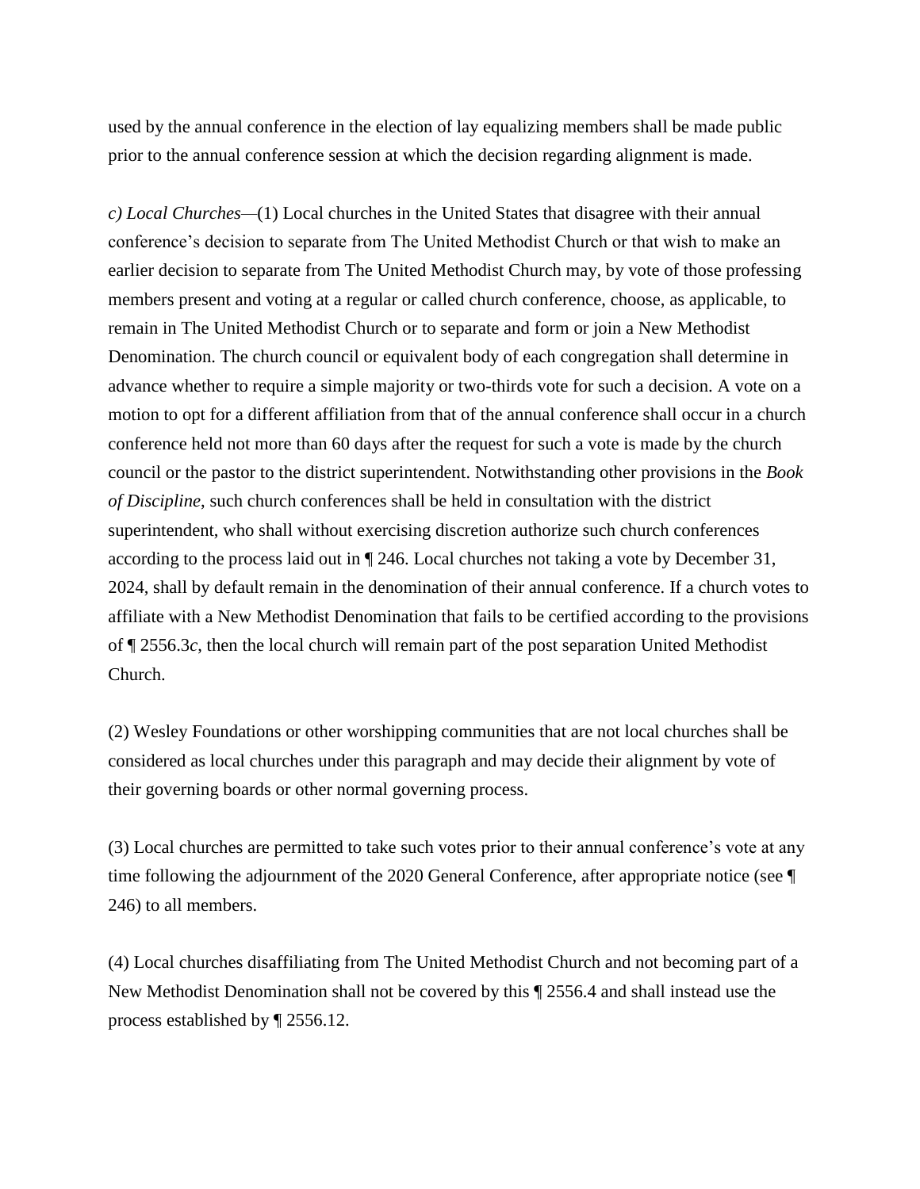used by the annual conference in the election of lay equalizing members shall be made public prior to the annual conference session at which the decision regarding alignment is made.

*c) Local Churches*—(1) Local churches in the United States that disagree with their annual conference's decision to separate from The United Methodist Church or that wish to make an earlier decision to separate from The United Methodist Church may, by vote of those professing members present and voting at a regular or called church conference, choose, as applicable, to remain in The United Methodist Church or to separate and form or join a New Methodist Denomination. The church council or equivalent body of each congregation shall determine in advance whether to require a simple majority or two-thirds vote for such a decision. A vote on a motion to opt for a different affiliation from that of the annual conference shall occur in a church conference held not more than 60 days after the request for such a vote is made by the church council or the pastor to the district superintendent. Notwithstanding other provisions in the *Book of Discipline*, such church conferences shall be held in consultation with the district superintendent, who shall without exercising discretion authorize such church conferences according to the process laid out in ¶ 246. Local churches not taking a vote by December 31, 2024, shall by default remain in the denomination of their annual conference. If a church votes to affiliate with a New Methodist Denomination that fails to be certified according to the provisions of ¶ 2556.3*c*, then the local church will remain part of the post separation United Methodist Church.

(2) Wesley Foundations or other worshipping communities that are not local churches shall be considered as local churches under this paragraph and may decide their alignment by vote of their governing boards or other normal governing process.

(3) Local churches are permitted to take such votes prior to their annual conference's vote at any time following the adjournment of the 2020 General Conference, after appropriate notice (see ¶ 246) to all members.

(4) Local churches disaffiliating from The United Methodist Church and not becoming part of a New Methodist Denomination shall not be covered by this ¶ 2556.4 and shall instead use the process established by ¶ 2556.12.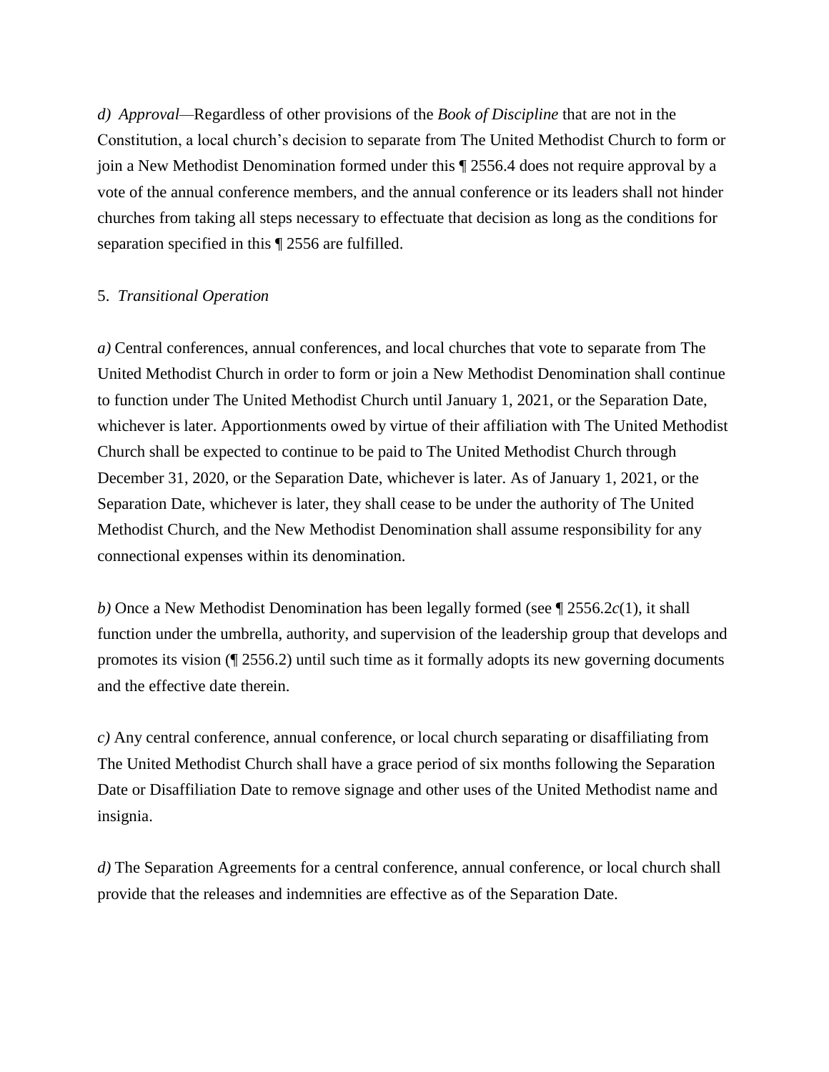*d) Approval*—Regardless of other provisions of the *Book of Discipline* that are not in the Constitution, a local church's decision to separate from The United Methodist Church to form or join a New Methodist Denomination formed under this ¶ 2556.4 does not require approval by a vote of the annual conference members, and the annual conference or its leaders shall not hinder churches from taking all steps necessary to effectuate that decision as long as the conditions for separation specified in this ¶ 2556 are fulfilled.

5. *Transitional Operation*

*a)* Central conferences, annual conferences, and local churches that vote to separate from The United Methodist Church in order to form or join a New Methodist Denomination shall continue to function under The United Methodist Church until January 1, 2021, or the Separation Date, whichever is later. Apportionments owed by virtue of their affiliation with The United Methodist Church shall be expected to continue to be paid to The United Methodist Church through December 31, 2020, or the Separation Date, whichever is later. As of January 1, 2021, or the Separation Date, whichever is later, they shall cease to be under the authority of The United Methodist Church, and the New Methodist Denomination shall assume responsibility for any connectional expenses within its denomination.

*b)* Once a New Methodist Denomination has been legally formed (see ¶ 2556.2*c*(1), it shall function under the umbrella, authority, and supervision of the leadership group that develops and promotes its vision (¶ 2556.2) until such time as it formally adopts its new governing documents and the effective date therein.

*c)* Any central conference, annual conference, or local church separating or disaffiliating from The United Methodist Church shall have a grace period of six months following the Separation Date or Disaffiliation Date to remove signage and other uses of the United Methodist name and insignia.

*d)* The Separation Agreements for a central conference, annual conference, or local church shall provide that the releases and indemnities are effective as of the Separation Date.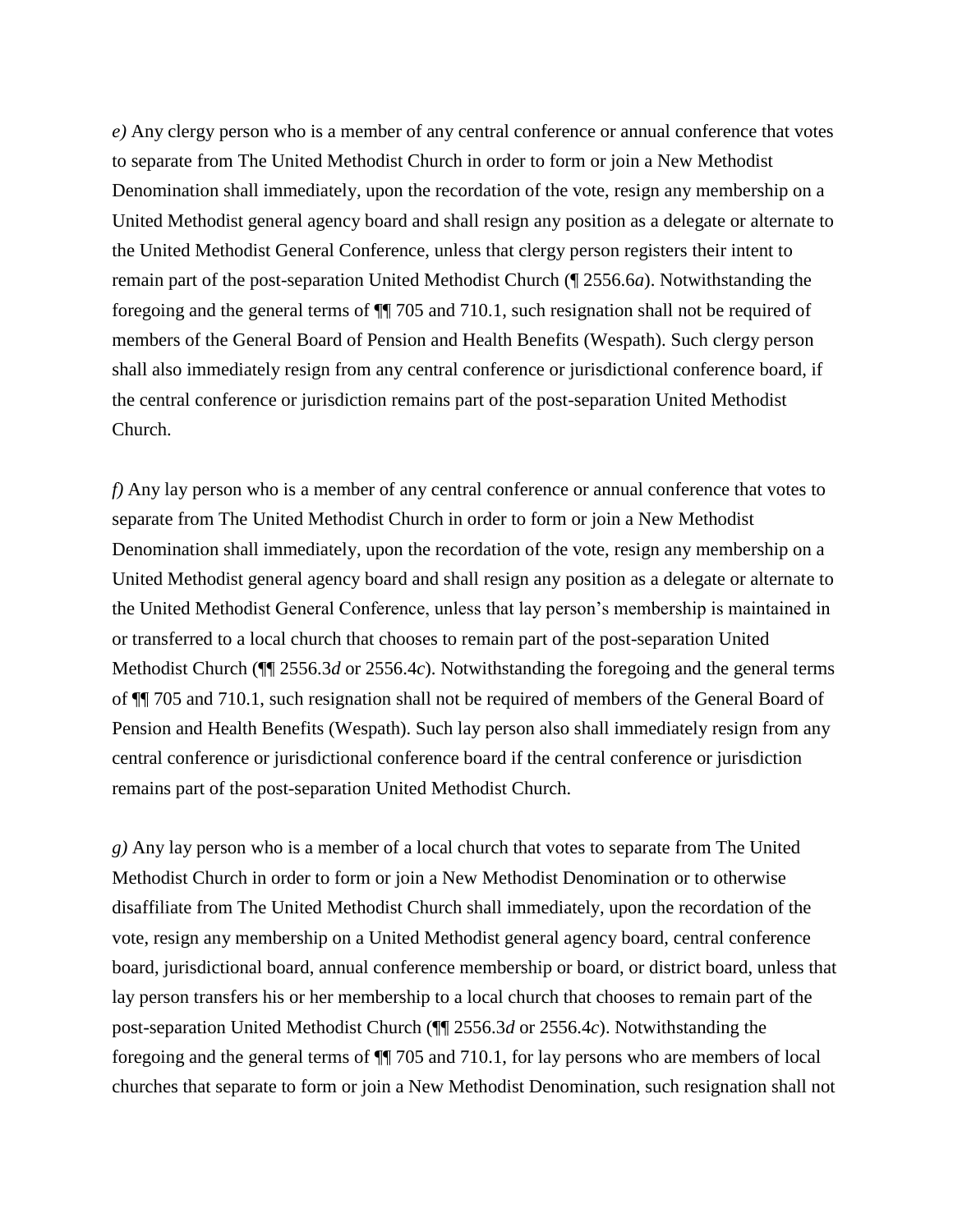*e)* Any clergy person who is a member of any central conference or annual conference that votes to separate from The United Methodist Church in order to form or join a New Methodist Denomination shall immediately, upon the recordation of the vote, resign any membership on a United Methodist general agency board and shall resign any position as a delegate or alternate to the United Methodist General Conference, unless that clergy person registers their intent to remain part of the post-separation United Methodist Church (¶ 2556.6*a*). Notwithstanding the foregoing and the general terms of ¶¶ 705 and 710.1, such resignation shall not be required of members of the General Board of Pension and Health Benefits (Wespath). Such clergy person shall also immediately resign from any central conference or jurisdictional conference board, if the central conference or jurisdiction remains part of the post-separation United Methodist Church.

*f)* Any lay person who is a member of any central conference or annual conference that votes to separate from The United Methodist Church in order to form or join a New Methodist Denomination shall immediately, upon the recordation of the vote, resign any membership on a United Methodist general agency board and shall resign any position as a delegate or alternate to the United Methodist General Conference, unless that lay person's membership is maintained in or transferred to a local church that chooses to remain part of the post-separation United Methodist Church (¶¶ 2556.3*d* or 2556.4*c*). Notwithstanding the foregoing and the general terms of ¶¶ 705 and 710.1, such resignation shall not be required of members of the General Board of Pension and Health Benefits (Wespath). Such lay person also shall immediately resign from any central conference or jurisdictional conference board if the central conference or jurisdiction remains part of the post-separation United Methodist Church.

*g)* Any lay person who is a member of a local church that votes to separate from The United Methodist Church in order to form or join a New Methodist Denomination or to otherwise disaffiliate from The United Methodist Church shall immediately, upon the recordation of the vote, resign any membership on a United Methodist general agency board, central conference board, jurisdictional board, annual conference membership or board, or district board, unless that lay person transfers his or her membership to a local church that chooses to remain part of the post-separation United Methodist Church (¶¶ 2556.3*d* or 2556.4*c*). Notwithstanding the foregoing and the general terms of ¶¶ 705 and 710.1, for lay persons who are members of local churches that separate to form or join a New Methodist Denomination, such resignation shall not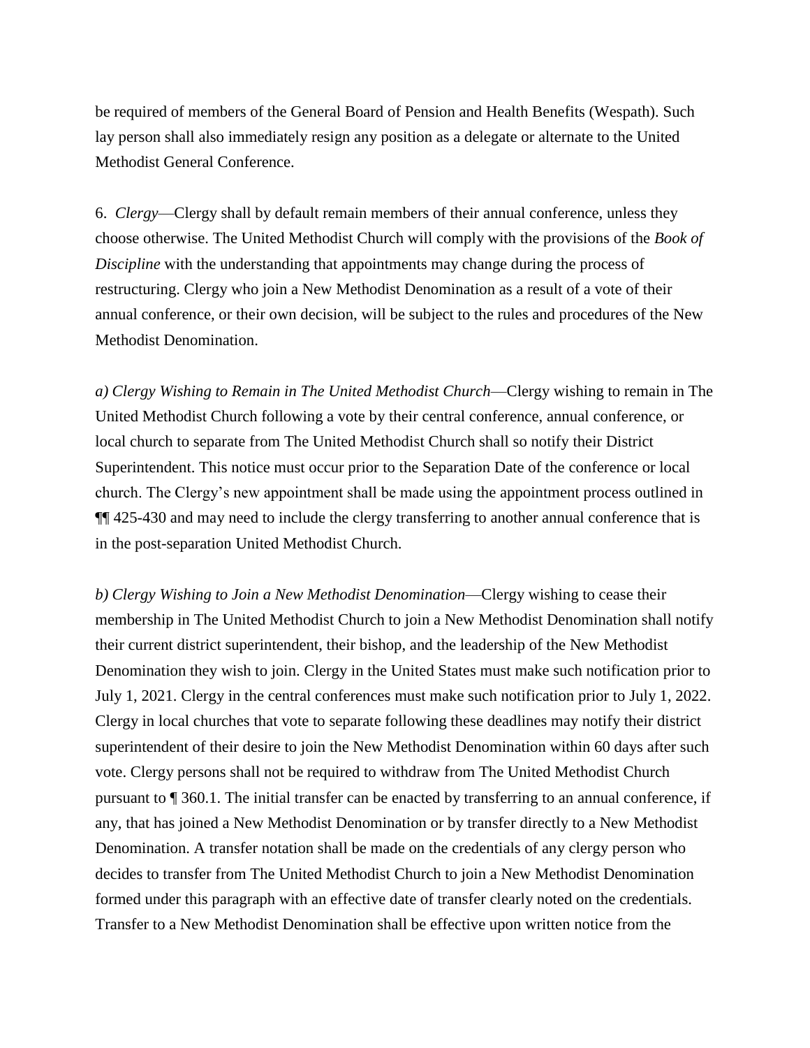be required of members of the General Board of Pension and Health Benefits (Wespath). Such lay person shall also immediately resign any position as a delegate or alternate to the United Methodist General Conference.

6. *Clergy*—Clergy shall by default remain members of their annual conference, unless they choose otherwise. The United Methodist Church will comply with the provisions of the *Book of Discipline* with the understanding that appointments may change during the process of restructuring. Clergy who join a New Methodist Denomination as a result of a vote of their annual conference, or their own decision, will be subject to the rules and procedures of the New Methodist Denomination.

*a) Clergy Wishing to Remain in The United Methodist Church*—Clergy wishing to remain in The United Methodist Church following a vote by their central conference, annual conference, or local church to separate from The United Methodist Church shall so notify their District Superintendent. This notice must occur prior to the Separation Date of the conference or local church. The Clergy's new appointment shall be made using the appointment process outlined in ¶¶ 425-430 and may need to include the clergy transferring to another annual conference that is in the post-separation United Methodist Church.

*b) Clergy Wishing to Join a New Methodist Denomination*—Clergy wishing to cease their membership in The United Methodist Church to join a New Methodist Denomination shall notify their current district superintendent, their bishop, and the leadership of the New Methodist Denomination they wish to join. Clergy in the United States must make such notification prior to July 1, 2021. Clergy in the central conferences must make such notification prior to July 1, 2022. Clergy in local churches that vote to separate following these deadlines may notify their district superintendent of their desire to join the New Methodist Denomination within 60 days after such vote. Clergy persons shall not be required to withdraw from The United Methodist Church pursuant to ¶ 360.1. The initial transfer can be enacted by transferring to an annual conference, if any, that has joined a New Methodist Denomination or by transfer directly to a New Methodist Denomination. A transfer notation shall be made on the credentials of any clergy person who decides to transfer from The United Methodist Church to join a New Methodist Denomination formed under this paragraph with an effective date of transfer clearly noted on the credentials. Transfer to a New Methodist Denomination shall be effective upon written notice from the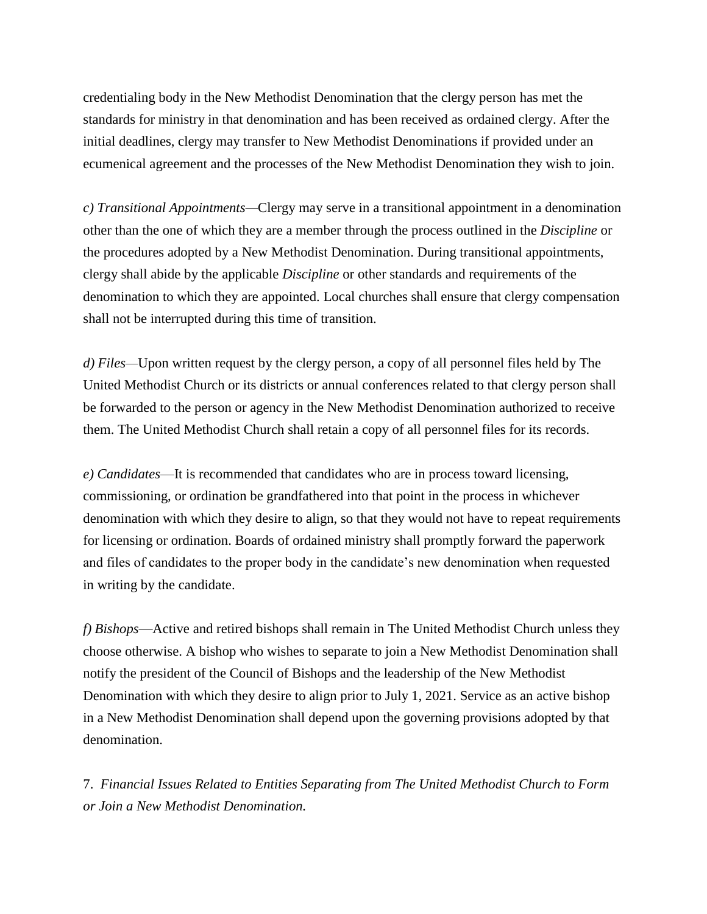credentialing body in the New Methodist Denomination that the clergy person has met the standards for ministry in that denomination and has been received as ordained clergy. After the initial deadlines, clergy may transfer to New Methodist Denominations if provided under an ecumenical agreement and the processes of the New Methodist Denomination they wish to join.

*c) Transitional Appointments*—Clergy may serve in a transitional appointment in a denomination other than the one of which they are a member through the process outlined in the *Discipline* or the procedures adopted by a New Methodist Denomination. During transitional appointments, clergy shall abide by the applicable *Discipline* or other standards and requirements of the denomination to which they are appointed. Local churches shall ensure that clergy compensation shall not be interrupted during this time of transition.

*d) Files*—Upon written request by the clergy person, a copy of all personnel files held by The United Methodist Church or its districts or annual conferences related to that clergy person shall be forwarded to the person or agency in the New Methodist Denomination authorized to receive them. The United Methodist Church shall retain a copy of all personnel files for its records.

*e) Candidates*—It is recommended that candidates who are in process toward licensing, commissioning, or ordination be grandfathered into that point in the process in whichever denomination with which they desire to align, so that they would not have to repeat requirements for licensing or ordination. Boards of ordained ministry shall promptly forward the paperwork and files of candidates to the proper body in the candidate's new denomination when requested in writing by the candidate.

*f) Bishops*—Active and retired bishops shall remain in The United Methodist Church unless they choose otherwise. A bishop who wishes to separate to join a New Methodist Denomination shall notify the president of the Council of Bishops and the leadership of the New Methodist Denomination with which they desire to align prior to July 1, 2021. Service as an active bishop in a New Methodist Denomination shall depend upon the governing provisions adopted by that denomination.

7. *Financial Issues Related to Entities Separating from The United Methodist Church to Form or Join a New Methodist Denomination.*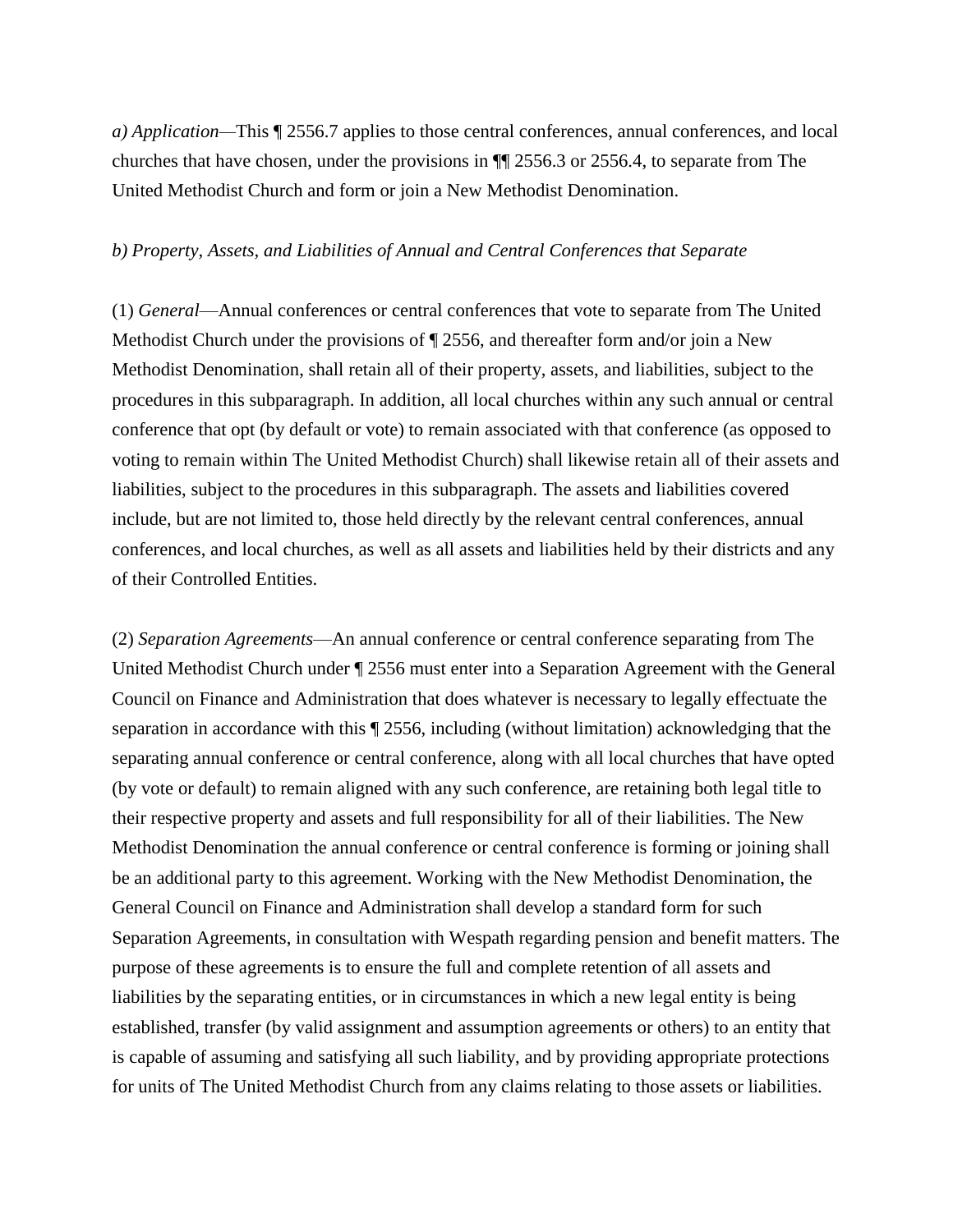*a) Application*—This ¶ 2556.7 applies to those central conferences, annual conferences, and local churches that have chosen, under the provisions in ¶¶ 2556.3 or 2556.4, to separate from The United Methodist Church and form or join a New Methodist Denomination.

*b) Property, Assets, and Liabilities of Annual and Central Conferences that Separate*

(1) *General*—Annual conferences or central conferences that vote to separate from The United Methodist Church under the provisions of ¶ 2556, and thereafter form and/or join a New Methodist Denomination, shall retain all of their property, assets, and liabilities, subject to the procedures in this subparagraph. In addition, all local churches within any such annual or central conference that opt (by default or vote) to remain associated with that conference (as opposed to voting to remain within The United Methodist Church) shall likewise retain all of their assets and liabilities, subject to the procedures in this subparagraph. The assets and liabilities covered include, but are not limited to, those held directly by the relevant central conferences, annual conferences, and local churches, as well as all assets and liabilities held by their districts and any of their Controlled Entities.

(2) *Separation Agreements*—An annual conference or central conference separating from The United Methodist Church under ¶ 2556 must enter into a Separation Agreement with the General Council on Finance and Administration that does whatever is necessary to legally effectuate the separation in accordance with this ¶ 2556, including (without limitation) acknowledging that the separating annual conference or central conference, along with all local churches that have opted (by vote or default) to remain aligned with any such conference, are retaining both legal title to their respective property and assets and full responsibility for all of their liabilities. The New Methodist Denomination the annual conference or central conference is forming or joining shall be an additional party to this agreement. Working with the New Methodist Denomination, the General Council on Finance and Administration shall develop a standard form for such Separation Agreements, in consultation with Wespath regarding pension and benefit matters. The purpose of these agreements is to ensure the full and complete retention of all assets and liabilities by the separating entities, or in circumstances in which a new legal entity is being established, transfer (by valid assignment and assumption agreements or others) to an entity that is capable of assuming and satisfying all such liability, and by providing appropriate protections for units of The United Methodist Church from any claims relating to those assets or liabilities.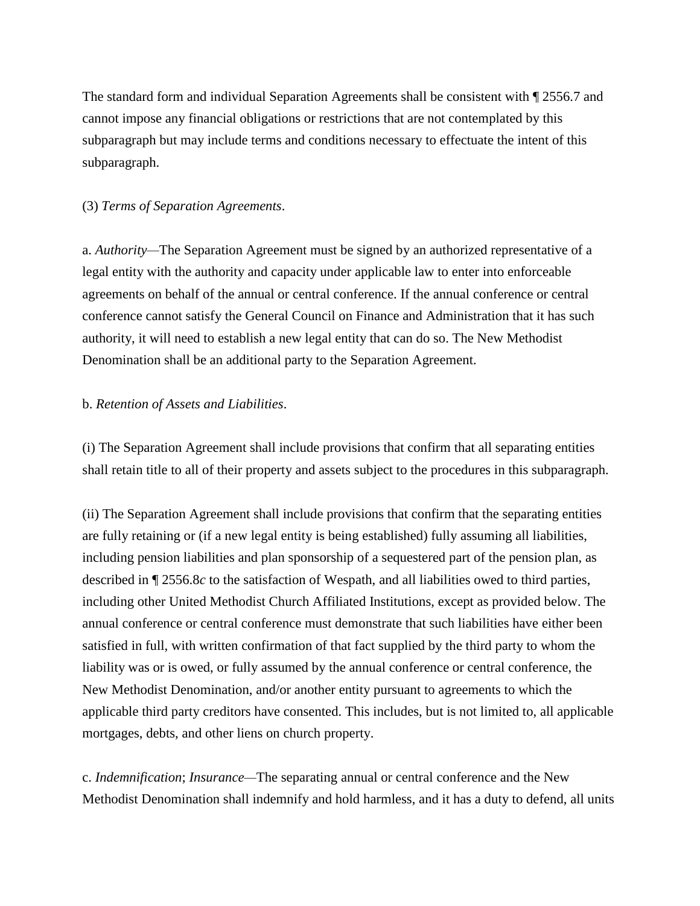The standard form and individual Separation Agreements shall be consistent with ¶ 2556.7 and cannot impose any financial obligations or restrictions that are not contemplated by this subparagraph but may include terms and conditions necessary to effectuate the intent of this subparagraph.

(3) *Terms of Separation Agreements*.

a. *Authority*—The Separation Agreement must be signed by an authorized representative of a legal entity with the authority and capacity under applicable law to enter into enforceable agreements on behalf of the annual or central conference. If the annual conference or central conference cannot satisfy the General Council on Finance and Administration that it has such authority, it will need to establish a new legal entity that can do so. The New Methodist Denomination shall be an additional party to the Separation Agreement.

b. *Retention of Assets and Liabilities*.

(i) The Separation Agreement shall include provisions that confirm that all separating entities shall retain title to all of their property and assets subject to the procedures in this subparagraph.

(ii) The Separation Agreement shall include provisions that confirm that the separating entities are fully retaining or (if a new legal entity is being established) fully assuming all liabilities, including pension liabilities and plan sponsorship of a sequestered part of the pension plan, as described in ¶ 2556.8*c* to the satisfaction of Wespath, and all liabilities owed to third parties, including other United Methodist Church Affiliated Institutions, except as provided below. The annual conference or central conference must demonstrate that such liabilities have either been satisfied in full, with written confirmation of that fact supplied by the third party to whom the liability was or is owed, or fully assumed by the annual conference or central conference, the New Methodist Denomination, and/or another entity pursuant to agreements to which the applicable third party creditors have consented. This includes, but is not limited to, all applicable mortgages, debts, and other liens on church property.

c. *Indemnification*; *Insurance*—The separating annual or central conference and the New Methodist Denomination shall indemnify and hold harmless, and it has a duty to defend, all units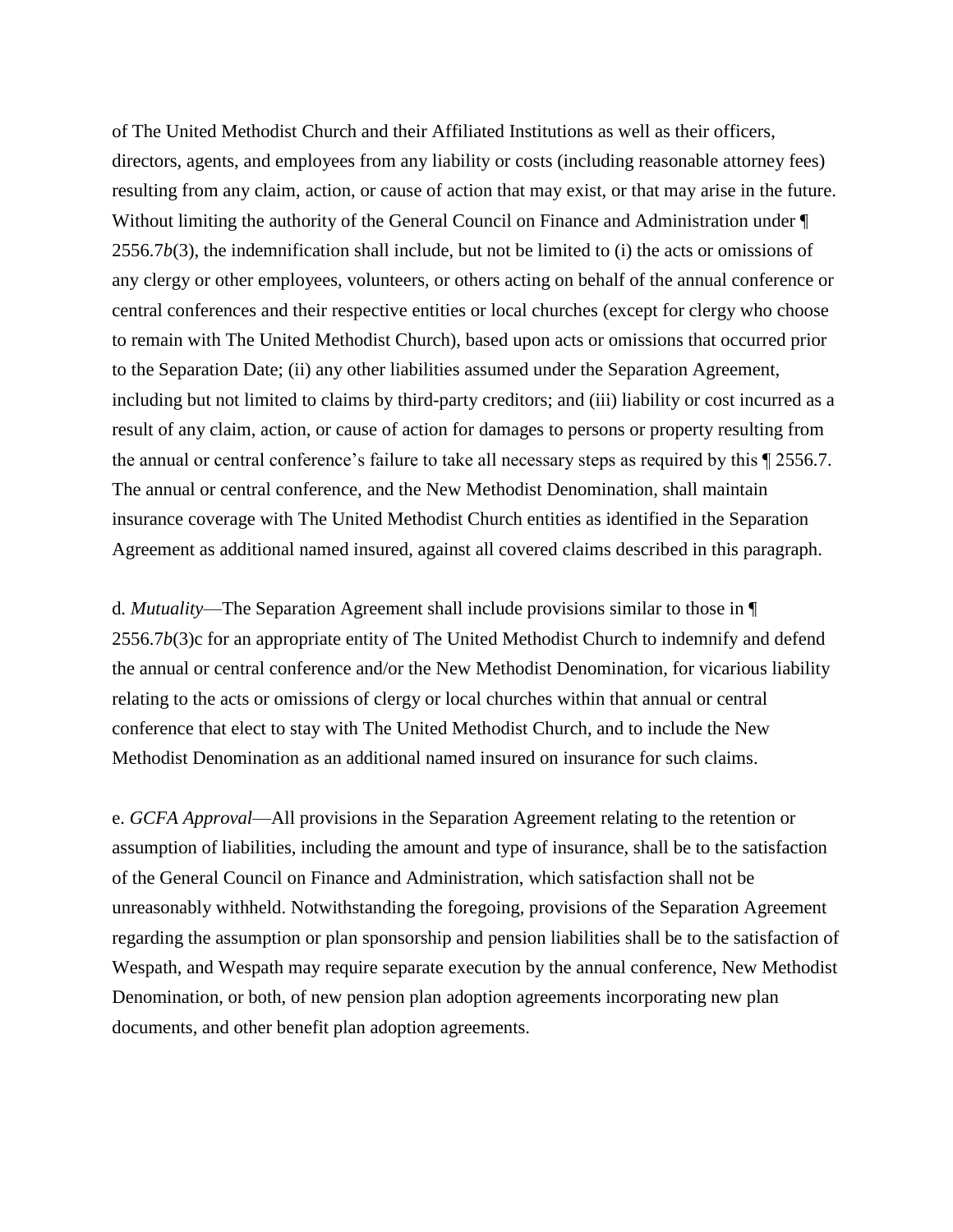of The United Methodist Church and their Affiliated Institutions as well as their officers, directors, agents, and employees from any liability or costs (including reasonable attorney fees) resulting from any claim, action, or cause of action that may exist, or that may arise in the future. Without limiting the authority of the General Council on Finance and Administration under ¶ 2556.7*b*(3), the indemnification shall include, but not be limited to (i) the acts or omissions of any clergy or other employees, volunteers, or others acting on behalf of the annual conference or central conferences and their respective entities or local churches (except for clergy who choose to remain with The United Methodist Church), based upon acts or omissions that occurred prior to the Separation Date; (ii) any other liabilities assumed under the Separation Agreement, including but not limited to claims by third-party creditors; and (iii) liability or cost incurred as a result of any claim, action, or cause of action for damages to persons or property resulting from the annual or central conference's failure to take all necessary steps as required by this ¶ 2556.7. The annual or central conference, and the New Methodist Denomination, shall maintain insurance coverage with The United Methodist Church entities as identified in the Separation Agreement as additional named insured, against all covered claims described in this paragraph.

d. *Mutuality*—The Separation Agreement shall include provisions similar to those in ¶ 2556.7*b*(3)c for an appropriate entity of The United Methodist Church to indemnify and defend the annual or central conference and/or the New Methodist Denomination, for vicarious liability relating to the acts or omissions of clergy or local churches within that annual or central conference that elect to stay with The United Methodist Church, and to include the New Methodist Denomination as an additional named insured on insurance for such claims.

e. *GCFA Approval*—All provisions in the Separation Agreement relating to the retention or assumption of liabilities, including the amount and type of insurance, shall be to the satisfaction of the General Council on Finance and Administration, which satisfaction shall not be unreasonably withheld. Notwithstanding the foregoing, provisions of the Separation Agreement regarding the assumption or plan sponsorship and pension liabilities shall be to the satisfaction of Wespath, and Wespath may require separate execution by the annual conference, New Methodist Denomination, or both, of new pension plan adoption agreements incorporating new plan documents, and other benefit plan adoption agreements.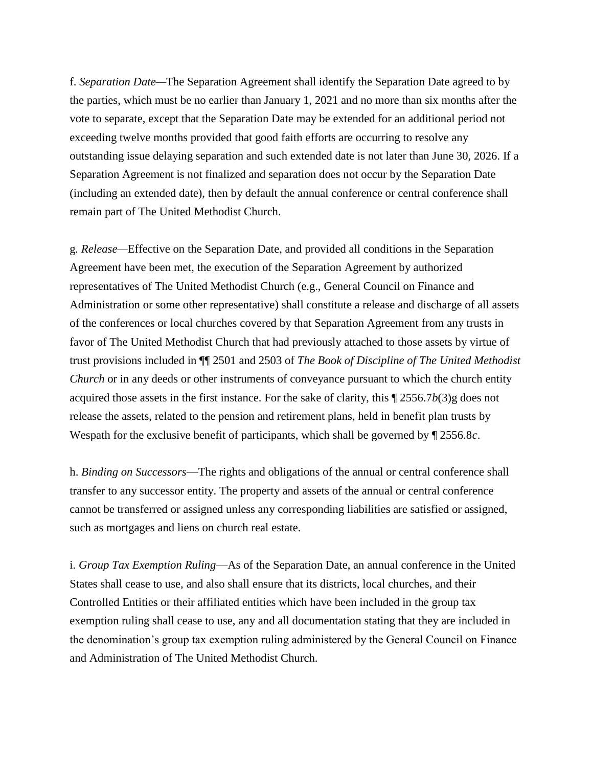f. *Separation Date*—The Separation Agreement shall identify the Separation Date agreed to by the parties, which must be no earlier than January 1, 2021 and no more than six months after the vote to separate, except that the Separation Date may be extended for an additional period not exceeding twelve months provided that good faith efforts are occurring to resolve any outstanding issue delaying separation and such extended date is not later than June 30, 2026. If a Separation Agreement is not finalized and separation does not occur by the Separation Date (including an extended date), then by default the annual conference or central conference shall remain part of The United Methodist Church.

g. *Release*—Effective on the Separation Date, and provided all conditions in the Separation Agreement have been met, the execution of the Separation Agreement by authorized representatives of The United Methodist Church (e.g., General Council on Finance and Administration or some other representative) shall constitute a release and discharge of all assets of the conferences or local churches covered by that Separation Agreement from any trusts in favor of The United Methodist Church that had previously attached to those assets by virtue of trust provisions included in ¶¶ 2501 and 2503 of *The Book of Discipline of The United Methodist Church* or in any deeds or other instruments of conveyance pursuant to which the church entity acquired those assets in the first instance. For the sake of clarity, this ¶ 2556.7*b*(3)g does not release the assets, related to the pension and retirement plans, held in benefit plan trusts by Wespath for the exclusive benefit of participants, which shall be governed by ¶ 2556.8*c*.

h. *Binding on Successors*—The rights and obligations of the annual or central conference shall transfer to any successor entity. The property and assets of the annual or central conference cannot be transferred or assigned unless any corresponding liabilities are satisfied or assigned, such as mortgages and liens on church real estate.

i. *Group Tax Exemption Ruling*—As of the Separation Date, an annual conference in the United States shall cease to use, and also shall ensure that its districts, local churches, and their Controlled Entities or their affiliated entities which have been included in the group tax exemption ruling shall cease to use, any and all documentation stating that they are included in the denomination's group tax exemption ruling administered by the General Council on Finance and Administration of The United Methodist Church.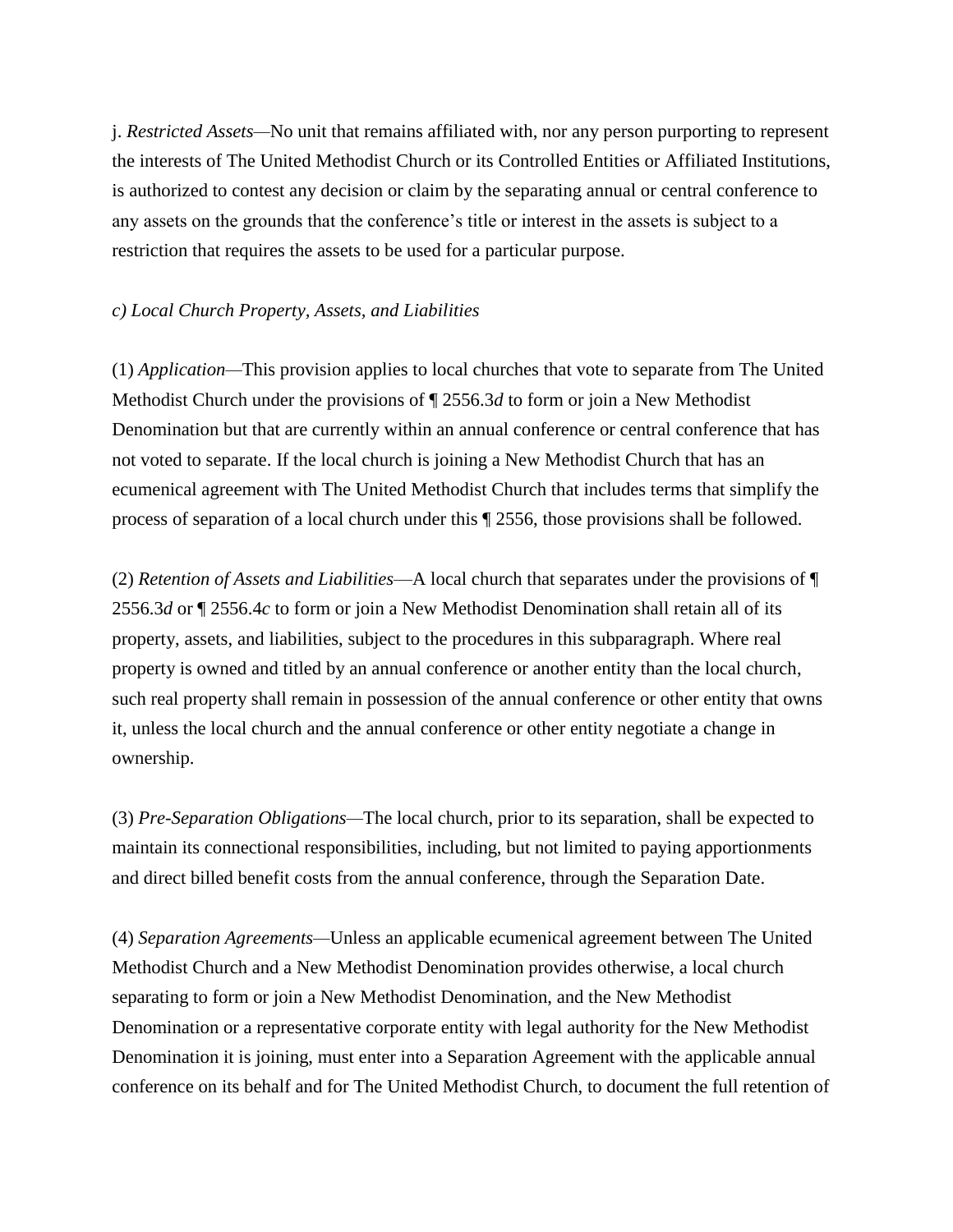j. *Restricted Assets*—No unit that remains affiliated with, nor any person purporting to represent the interests of The United Methodist Church or its Controlled Entities or Affiliated Institutions, is authorized to contest any decision or claim by the separating annual or central conference to any assets on the grounds that the conference's title or interest in the assets is subject to a restriction that requires the assets to be used for a particular purpose.

*c) Local Church Property, Assets, and Liabilities*

(1) *Application*—This provision applies to local churches that vote to separate from The United Methodist Church under the provisions of ¶ 2556.3*d* to form or join a New Methodist Denomination but that are currently within an annual conference or central conference that has not voted to separate. If the local church is joining a New Methodist Church that has an ecumenical agreement with The United Methodist Church that includes terms that simplify the process of separation of a local church under this ¶ 2556, those provisions shall be followed.

(2) *Retention of Assets and Liabilities*—A local church that separates under the provisions of ¶ 2556.3*d* or ¶ 2556.4*c* to form or join a New Methodist Denomination shall retain all of its property, assets, and liabilities, subject to the procedures in this subparagraph. Where real property is owned and titled by an annual conference or another entity than the local church, such real property shall remain in possession of the annual conference or other entity that owns it, unless the local church and the annual conference or other entity negotiate a change in ownership.

(3) *Pre-Separation Obligations*—The local church, prior to its separation, shall be expected to maintain its connectional responsibilities, including, but not limited to paying apportionments and direct billed benefit costs from the annual conference, through the Separation Date.

(4) *Separation Agreements*—Unless an applicable ecumenical agreement between The United Methodist Church and a New Methodist Denomination provides otherwise, a local church separating to form or join a New Methodist Denomination, and the New Methodist Denomination or a representative corporate entity with legal authority for the New Methodist Denomination it is joining, must enter into a Separation Agreement with the applicable annual conference on its behalf and for The United Methodist Church, to document the full retention of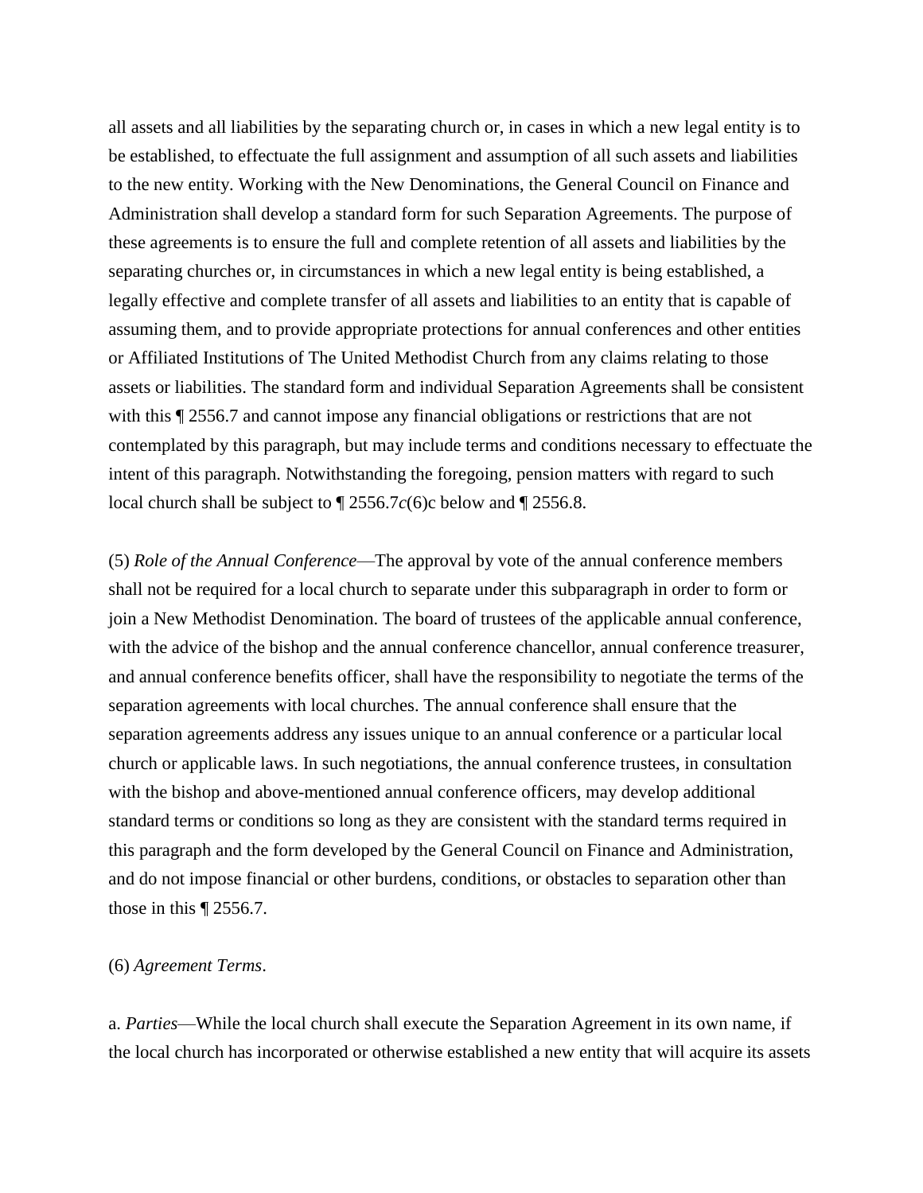all assets and all liabilities by the separating church or, in cases in which a new legal entity is to be established, to effectuate the full assignment and assumption of all such assets and liabilities to the new entity. Working with the New Denominations, the General Council on Finance and Administration shall develop a standard form for such Separation Agreements. The purpose of these agreements is to ensure the full and complete retention of all assets and liabilities by the separating churches or, in circumstances in which a new legal entity is being established, a legally effective and complete transfer of all assets and liabilities to an entity that is capable of assuming them, and to provide appropriate protections for annual conferences and other entities or Affiliated Institutions of The United Methodist Church from any claims relating to those assets or liabilities. The standard form and individual Separation Agreements shall be consistent with this ¶ 2556.7 and cannot impose any financial obligations or restrictions that are not contemplated by this paragraph, but may include terms and conditions necessary to effectuate the intent of this paragraph. Notwithstanding the foregoing, pension matters with regard to such local church shall be subject to ¶ 2556.7*c*(6)c below and ¶ 2556.8.

(5) *Role of the Annual Conference*—The approval by vote of the annual conference members shall not be required for a local church to separate under this subparagraph in order to form or join a New Methodist Denomination. The board of trustees of the applicable annual conference, with the advice of the bishop and the annual conference chancellor, annual conference treasurer, and annual conference benefits officer, shall have the responsibility to negotiate the terms of the separation agreements with local churches. The annual conference shall ensure that the separation agreements address any issues unique to an annual conference or a particular local church or applicable laws. In such negotiations, the annual conference trustees, in consultation with the bishop and above-mentioned annual conference officers, may develop additional standard terms or conditions so long as they are consistent with the standard terms required in this paragraph and the form developed by the General Council on Finance and Administration, and do not impose financial or other burdens, conditions, or obstacles to separation other than those in this ¶ 2556.7.

(6) *Agreement Terms*.

a. *Parties*—While the local church shall execute the Separation Agreement in its own name, if the local church has incorporated or otherwise established a new entity that will acquire its assets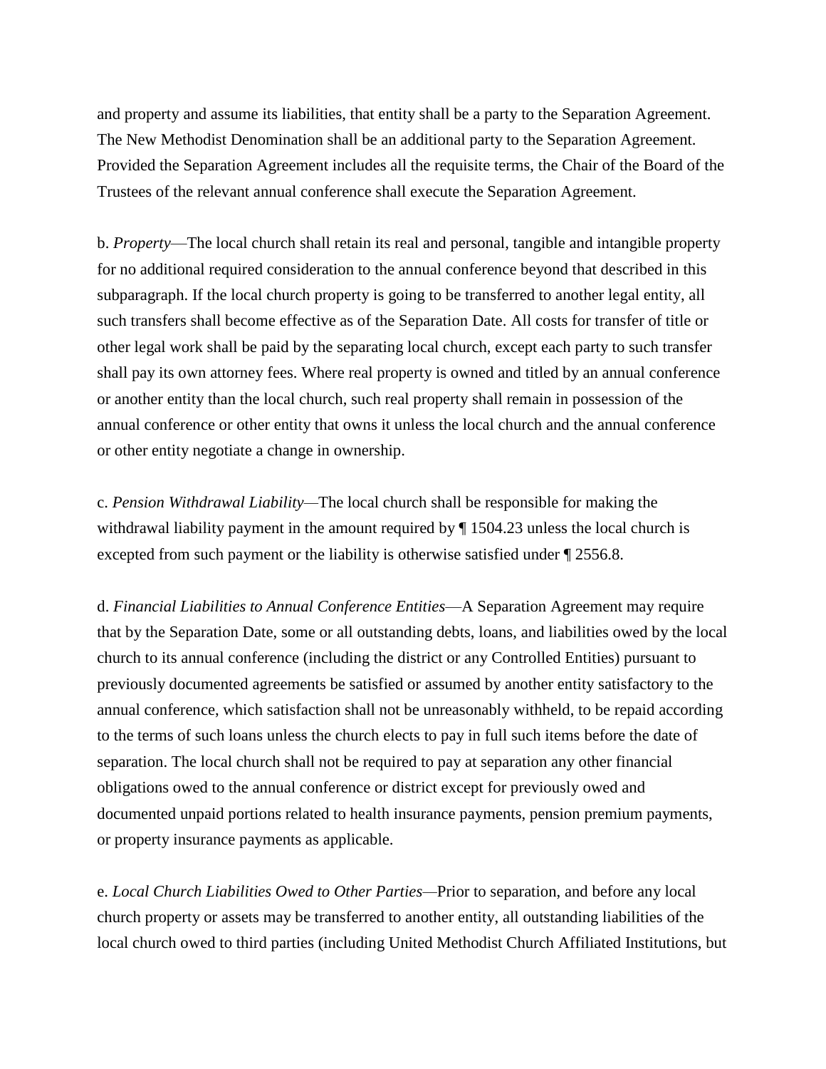and property and assume its liabilities, that entity shall be a party to the Separation Agreement. The New Methodist Denomination shall be an additional party to the Separation Agreement. Provided the Separation Agreement includes all the requisite terms, the Chair of the Board of the Trustees of the relevant annual conference shall execute the Separation Agreement.

b. *Property*—The local church shall retain its real and personal, tangible and intangible property for no additional required consideration to the annual conference beyond that described in this subparagraph. If the local church property is going to be transferred to another legal entity, all such transfers shall become effective as of the Separation Date. All costs for transfer of title or other legal work shall be paid by the separating local church, except each party to such transfer shall pay its own attorney fees. Where real property is owned and titled by an annual conference or another entity than the local church, such real property shall remain in possession of the annual conference or other entity that owns it unless the local church and the annual conference or other entity negotiate a change in ownership.

c. *Pension Withdrawal Liability*—The local church shall be responsible for making the withdrawal liability payment in the amount required by ¶ 1504.23 unless the local church is excepted from such payment or the liability is otherwise satisfied under ¶ 2556.8.

d. *Financial Liabilities to Annual Conference Entities*—A Separation Agreement may require that by the Separation Date, some or all outstanding debts, loans, and liabilities owed by the local church to its annual conference (including the district or any Controlled Entities) pursuant to previously documented agreements be satisfied or assumed by another entity satisfactory to the annual conference, which satisfaction shall not be unreasonably withheld, to be repaid according to the terms of such loans unless the church elects to pay in full such items before the date of separation. The local church shall not be required to pay at separation any other financial obligations owed to the annual conference or district except for previously owed and documented unpaid portions related to health insurance payments, pension premium payments, or property insurance payments as applicable.

e. *Local Church Liabilities Owed to Other Parties*—Prior to separation, and before any local church property or assets may be transferred to another entity, all outstanding liabilities of the local church owed to third parties (including United Methodist Church Affiliated Institutions, but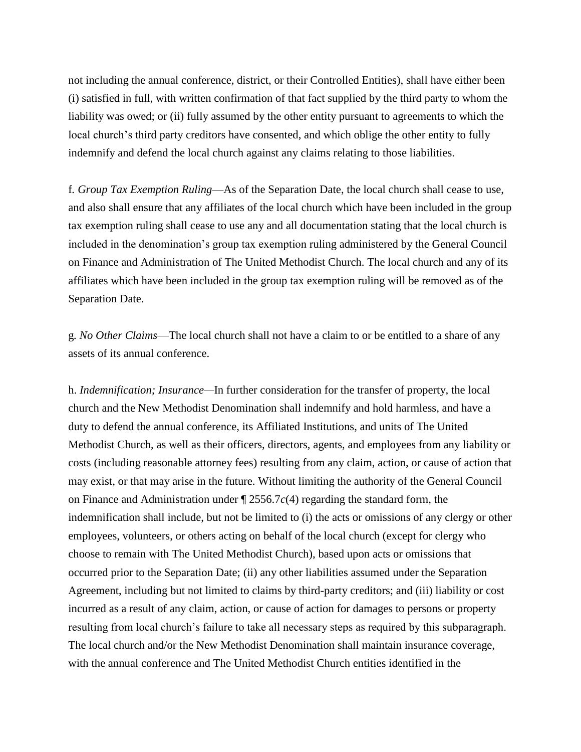not including the annual conference, district, or their Controlled Entities), shall have either been (i) satisfied in full, with written confirmation of that fact supplied by the third party to whom the liability was owed; or (ii) fully assumed by the other entity pursuant to agreements to which the local church's third party creditors have consented, and which oblige the other entity to fully indemnify and defend the local church against any claims relating to those liabilities.

f. *Group Tax Exemption Ruling*—As of the Separation Date, the local church shall cease to use, and also shall ensure that any affiliates of the local church which have been included in the group tax exemption ruling shall cease to use any and all documentation stating that the local church is included in the denomination's group tax exemption ruling administered by the General Council on Finance and Administration of The United Methodist Church. The local church and any of its affiliates which have been included in the group tax exemption ruling will be removed as of the Separation Date.

g. *No Other Claims*—The local church shall not have a claim to or be entitled to a share of any assets of its annual conference.

h. *Indemnification; Insurance*—In further consideration for the transfer of property, the local church and the New Methodist Denomination shall indemnify and hold harmless, and have a duty to defend the annual conference, its Affiliated Institutions, and units of The United Methodist Church, as well as their officers, directors, agents, and employees from any liability or costs (including reasonable attorney fees) resulting from any claim, action, or cause of action that may exist, or that may arise in the future. Without limiting the authority of the General Council on Finance and Administration under ¶ 2556.7*c*(4) regarding the standard form, the indemnification shall include, but not be limited to (i) the acts or omissions of any clergy or other employees, volunteers, or others acting on behalf of the local church (except for clergy who choose to remain with The United Methodist Church), based upon acts or omissions that occurred prior to the Separation Date; (ii) any other liabilities assumed under the Separation Agreement, including but not limited to claims by third-party creditors; and (iii) liability or cost incurred as a result of any claim, action, or cause of action for damages to persons or property resulting from local church's failure to take all necessary steps as required by this subparagraph. The local church and/or the New Methodist Denomination shall maintain insurance coverage, with the annual conference and The United Methodist Church entities identified in the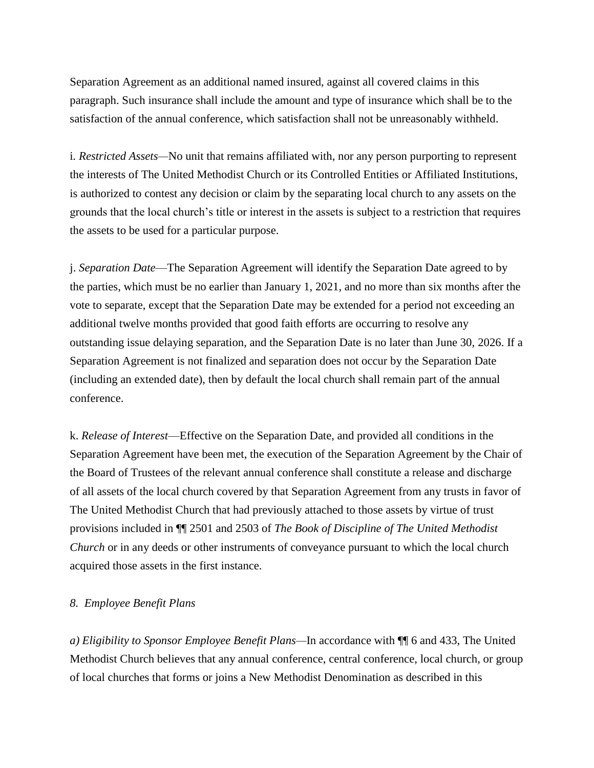Separation Agreement as an additional named insured, against all covered claims in this paragraph. Such insurance shall include the amount and type of insurance which shall be to the satisfaction of the annual conference, which satisfaction shall not be unreasonably withheld.

i. *Restricted Assets*—No unit that remains affiliated with, nor any person purporting to represent the interests of The United Methodist Church or its Controlled Entities or Affiliated Institutions, is authorized to contest any decision or claim by the separating local church to any assets on the grounds that the local church's title or interest in the assets is subject to a restriction that requires the assets to be used for a particular purpose.

j. *Separation Date*—The Separation Agreement will identify the Separation Date agreed to by the parties, which must be no earlier than January 1, 2021, and no more than six months after the vote to separate, except that the Separation Date may be extended for a period not exceeding an additional twelve months provided that good faith efforts are occurring to resolve any outstanding issue delaying separation, and the Separation Date is no later than June 30, 2026. If a Separation Agreement is not finalized and separation does not occur by the Separation Date (including an extended date), then by default the local church shall remain part of the annual conference.

k. *Release of Interest*—Effective on the Separation Date, and provided all conditions in the Separation Agreement have been met, the execution of the Separation Agreement by the Chair of the Board of Trustees of the relevant annual conference shall constitute a release and discharge of all assets of the local church covered by that Separation Agreement from any trusts in favor of The United Methodist Church that had previously attached to those assets by virtue of trust provisions included in ¶¶ 2501 and 2503 of *The Book of Discipline of The United Methodist Church* or in any deeds or other instruments of conveyance pursuant to which the local church acquired those assets in the first instance.

*8. Employee Benefit Plans*

*a) Eligibility to Sponsor Employee Benefit Plans*—In accordance with ¶¶ 6 and 433, The United Methodist Church believes that any annual conference, central conference, local church, or group of local churches that forms or joins a New Methodist Denomination as described in this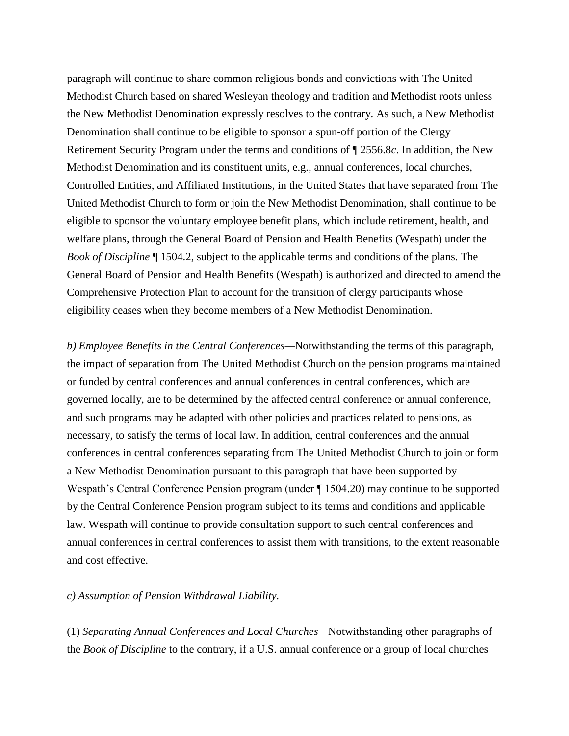paragraph will continue to share common religious bonds and convictions with The United Methodist Church based on shared Wesleyan theology and tradition and Methodist roots unless the New Methodist Denomination expressly resolves to the contrary. As such, a New Methodist Denomination shall continue to be eligible to sponsor a spun-off portion of the Clergy Retirement Security Program under the terms and conditions of ¶ 2556.8*c*. In addition, the New Methodist Denomination and its constituent units, e.g., annual conferences, local churches, Controlled Entities, and Affiliated Institutions, in the United States that have separated from The United Methodist Church to form or join the New Methodist Denomination, shall continue to be eligible to sponsor the voluntary employee benefit plans, which include retirement, health, and welfare plans, through the General Board of Pension and Health Benefits (Wespath) under the *Book of Discipline* ¶ 1504.2, subject to the applicable terms and conditions of the plans. The General Board of Pension and Health Benefits (Wespath) is authorized and directed to amend the Comprehensive Protection Plan to account for the transition of clergy participants whose eligibility ceases when they become members of a New Methodist Denomination.

*b) Employee Benefits in the Central Conferences*—Notwithstanding the terms of this paragraph, the impact of separation from The United Methodist Church on the pension programs maintained or funded by central conferences and annual conferences in central conferences, which are governed locally, are to be determined by the affected central conference or annual conference, and such programs may be adapted with other policies and practices related to pensions, as necessary, to satisfy the terms of local law. In addition, central conferences and the annual conferences in central conferences separating from The United Methodist Church to join or form a New Methodist Denomination pursuant to this paragraph that have been supported by Wespath's Central Conference Pension program (under ¶ 1504.20) may continue to be supported by the Central Conference Pension program subject to its terms and conditions and applicable law. Wespath will continue to provide consultation support to such central conferences and annual conferences in central conferences to assist them with transitions, to the extent reasonable and cost effective.

*c) Assumption of Pension Withdrawal Liability.*

(1) *Separating Annual Conferences and Local Churches*—Notwithstanding other paragraphs of the *Book of Discipline* to the contrary, if a U.S. annual conference or a group of local churches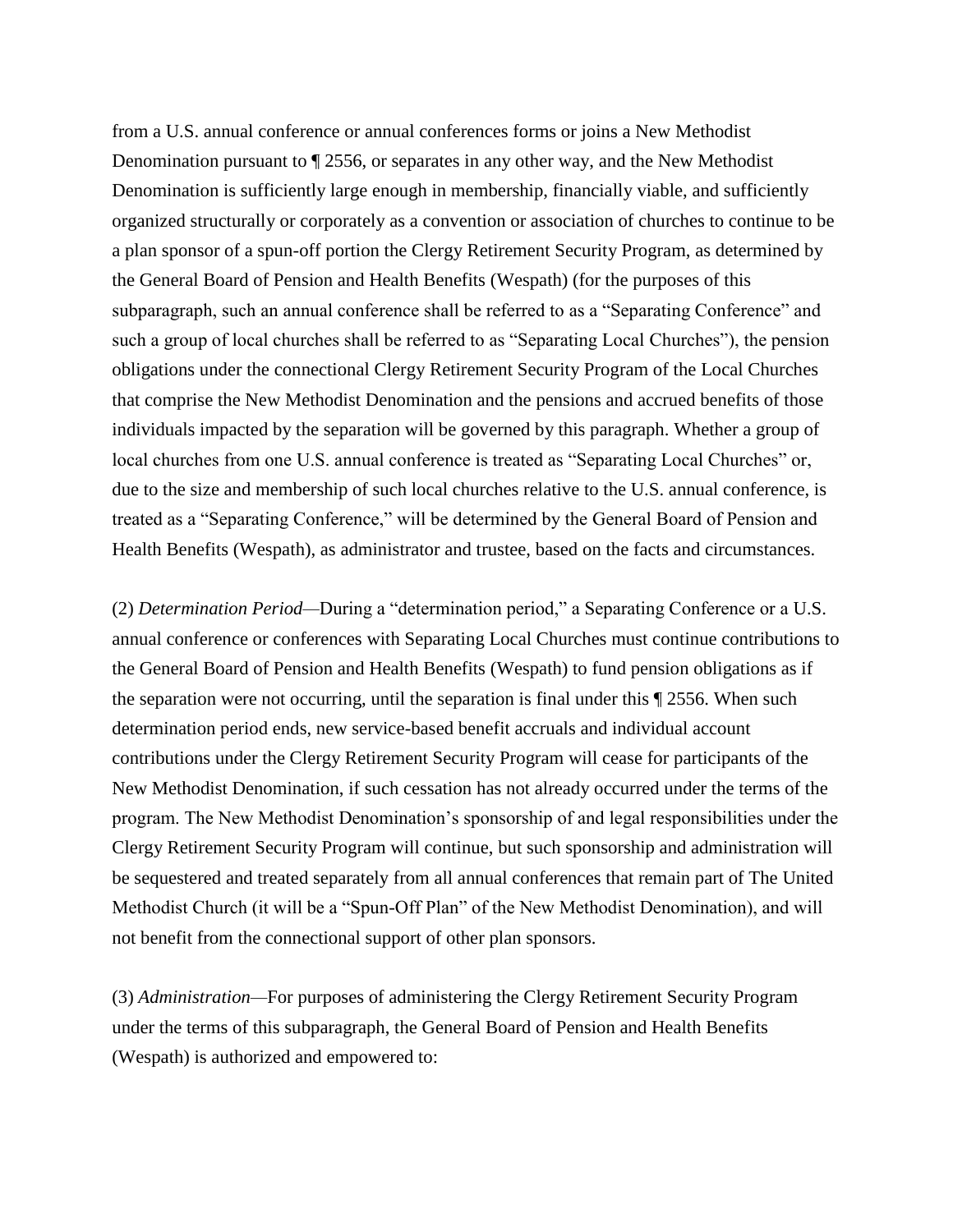from a U.S. annual conference or annual conferences forms or joins a New Methodist Denomination pursuant to ¶ 2556, or separates in any other way, and the New Methodist Denomination is sufficiently large enough in membership, financially viable, and sufficiently organized structurally or corporately as a convention or association of churches to continue to be a plan sponsor of a spun-off portion the Clergy Retirement Security Program, as determined by the General Board of Pension and Health Benefits (Wespath) (for the purposes of this subparagraph, such an annual conference shall be referred to as a "Separating Conference" and such a group of local churches shall be referred to as "Separating Local Churches"), the pension obligations under the connectional Clergy Retirement Security Program of the Local Churches that comprise the New Methodist Denomination and the pensions and accrued benefits of those individuals impacted by the separation will be governed by this paragraph. Whether a group of local churches from one U.S. annual conference is treated as "Separating Local Churches" or, due to the size and membership of such local churches relative to the U.S. annual conference, is treated as a "Separating Conference," will be determined by the General Board of Pension and Health Benefits (Wespath), as administrator and trustee, based on the facts and circumstances.

(2) *Determination Period*—During a "determination period," a Separating Conference or a U.S. annual conference or conferences with Separating Local Churches must continue contributions to the General Board of Pension and Health Benefits (Wespath) to fund pension obligations as if the separation were not occurring, until the separation is final under this ¶ 2556. When such determination period ends, new service-based benefit accruals and individual account contributions under the Clergy Retirement Security Program will cease for participants of the New Methodist Denomination, if such cessation has not already occurred under the terms of the program. The New Methodist Denomination's sponsorship of and legal responsibilities under the Clergy Retirement Security Program will continue, but such sponsorship and administration will be sequestered and treated separately from all annual conferences that remain part of The United Methodist Church (it will be a "Spun-Off Plan" of the New Methodist Denomination), and will not benefit from the connectional support of other plan sponsors.

(3) *Administration*—For purposes of administering the Clergy Retirement Security Program under the terms of this subparagraph, the General Board of Pension and Health Benefits (Wespath) is authorized and empowered to: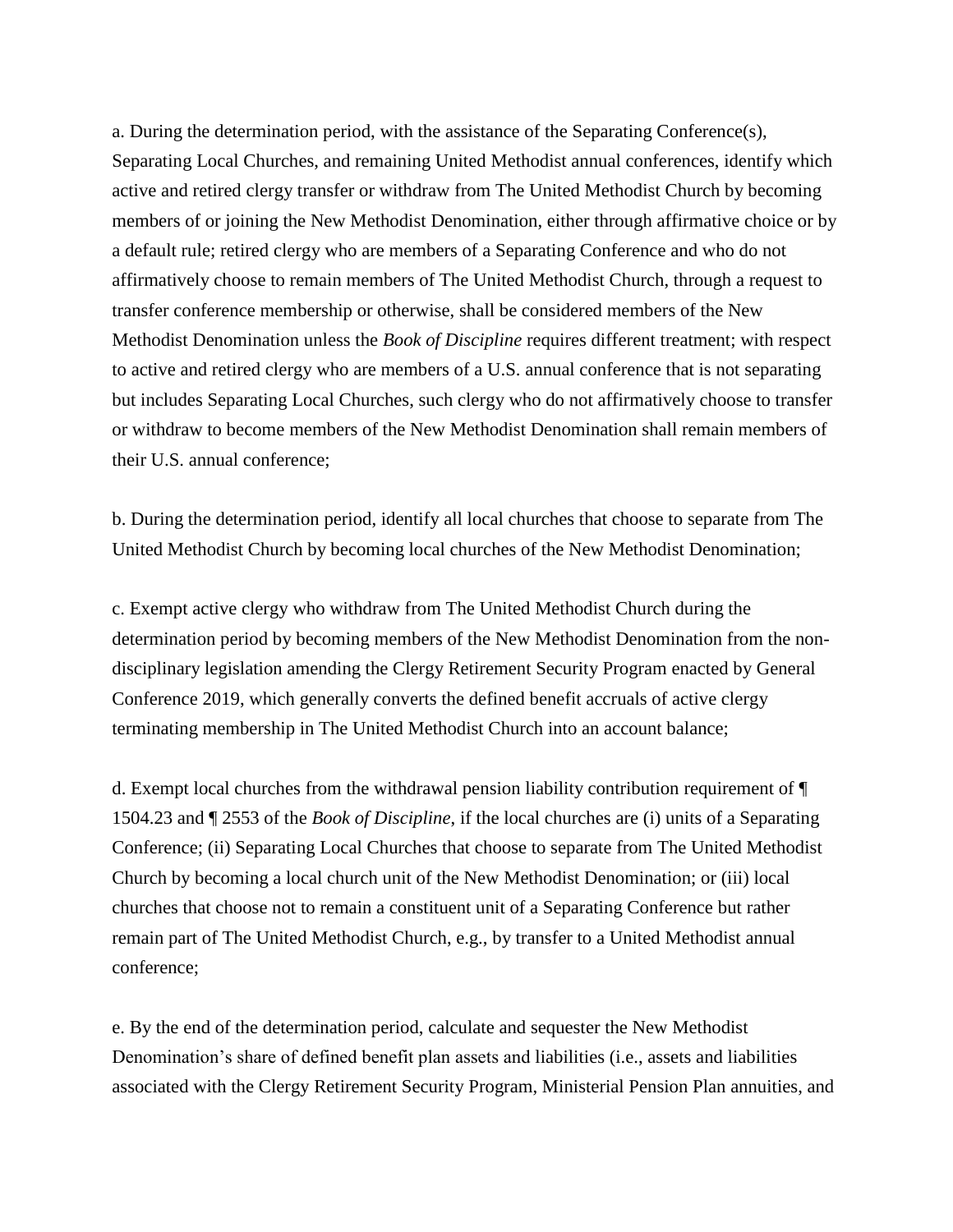a. During the determination period, with the assistance of the Separating Conference(s), Separating Local Churches, and remaining United Methodist annual conferences, identify which active and retired clergy transfer or withdraw from The United Methodist Church by becoming members of or joining the New Methodist Denomination, either through affirmative choice or by a default rule; retired clergy who are members of a Separating Conference and who do not affirmatively choose to remain members of The United Methodist Church, through a request to transfer conference membership or otherwise, shall be considered members of the New Methodist Denomination unless the *Book of Discipline* requires different treatment; with respect to active and retired clergy who are members of a U.S. annual conference that is not separating but includes Separating Local Churches, such clergy who do not affirmatively choose to transfer or withdraw to become members of the New Methodist Denomination shall remain members of their U.S. annual conference;

b. During the determination period, identify all local churches that choose to separate from The United Methodist Church by becoming local churches of the New Methodist Denomination;

c. Exempt active clergy who withdraw from The United Methodist Church during the determination period by becoming members of the New Methodist Denomination from the non-disciplinary legislation amending the Clergy Retirement Security Program enacted by General Conference 2019, which generally converts the defined benefit accruals of active clergy terminating membership in The United Methodist Church into an account balance;

d. Exempt local churches from the withdrawal pension liability contribution requirement of ¶ 1504.23 and ¶ 2553 of the *Book of Discipline*, if the local churches are (i) units of a Separating Conference; (ii) Separating Local Churches that choose to separate from The United Methodist Church by becoming a local church unit of the New Methodist Denomination; or (iii) local churches that choose not to remain a constituent unit of a Separating Conference but rather remain part of The United Methodist Church, e.g., by transfer to a United Methodist annual conference;

e. By the end of the determination period, calculate and sequester the New Methodist Denomination's share of defined benefit plan assets and liabilities (i.e., assets and liabilities associated with the Clergy Retirement Security Program, Ministerial Pension Plan annuities, and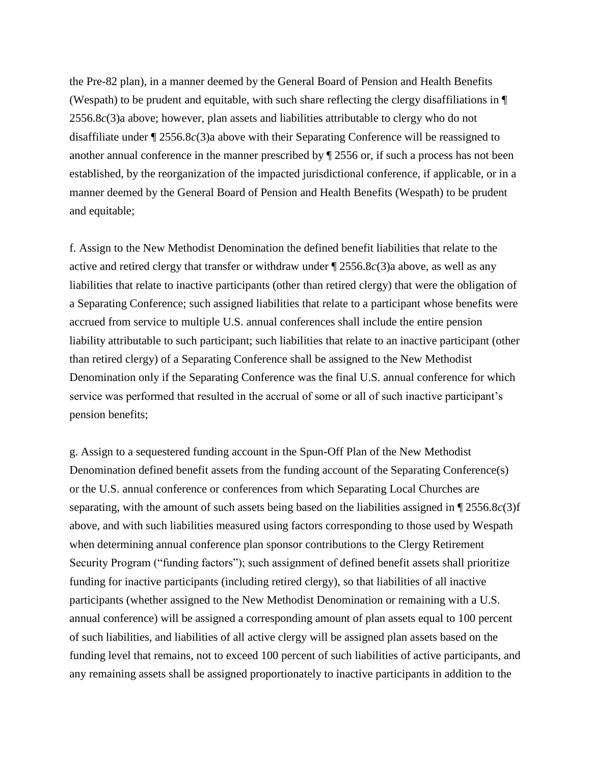the Pre-82 plan), in a manner deemed by the General Board of Pension and Health Benefits (Wespath) to be prudent and equitable, with such share reflecting the clergy disaffiliations in ¶ 2556.8*c*(3)a above; however, plan assets and liabilities attributable to clergy who do not disaffiliate under ¶ 2556.8*c*(3)a above with their Separating Conference will be reassigned to another annual conference in the manner prescribed by ¶ 2556 or, if such a process has not been established, by the reorganization of the impacted jurisdictional conference, if applicable, or in a manner deemed by the General Board of Pension and Health Benefits (Wespath) to be prudent and equitable;

f. Assign to the New Methodist Denomination the defined benefit liabilities that relate to the active and retired clergy that transfer or withdraw under ¶ 2556.8*c*(3)a above, as well as any liabilities that relate to inactive participants (other than retired clergy) that were the obligation of a Separating Conference; such assigned liabilities that relate to a participant whose benefits were accrued from service to multiple U.S. annual conferences shall include the entire pension liability attributable to such participant; such liabilities that relate to an inactive participant (other than retired clergy) of a Separating Conference shall be assigned to the New Methodist Denomination only if the Separating Conference was the final U.S. annual conference for which service was performed that resulted in the accrual of some or all of such inactive participant's pension benefits;

g. Assign to a sequestered funding account in the Spun-Off Plan of the New Methodist Denomination defined benefit assets from the funding account of the Separating Conference(s) or the U.S. annual conference or conferences from which Separating Local Churches are separating, with the amount of such assets being based on the liabilities assigned in ¶ 2556.8*c*(3)f above, and with such liabilities measured using factors corresponding to those used by Wespath when determining annual conference plan sponsor contributions to the Clergy Retirement Security Program ("funding factors"); such assignment of defined benefit assets shall prioritize funding for inactive participants (including retired clergy), so that liabilities of all inactive participants (whether assigned to the New Methodist Denomination or remaining with a U.S. annual conference) will be assigned a corresponding amount of plan assets equal to 100 percent of such liabilities, and liabilities of all active clergy will be assigned plan assets based on the funding level that remains, not to exceed 100 percent of such liabilities of active participants, and any remaining assets shall be assigned proportionately to inactive participants in addition to the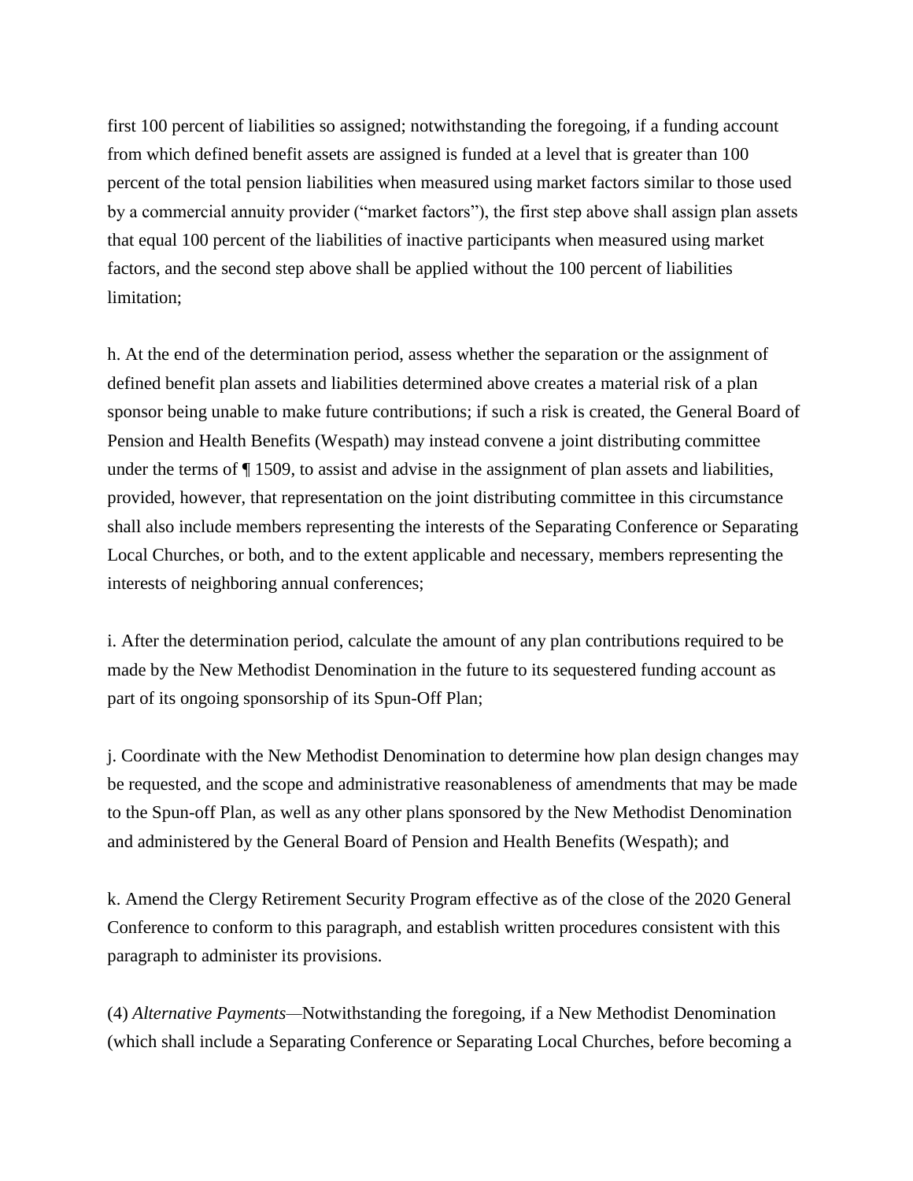first 100 percent of liabilities so assigned; notwithstanding the foregoing, if a funding account from which defined benefit assets are assigned is funded at a level that is greater than 100 percent of the total pension liabilities when measured using market factors similar to those used by a commercial annuity provider ("market factors"), the first step above shall assign plan assets that equal 100 percent of the liabilities of inactive participants when measured using market factors, and the second step above shall be applied without the 100 percent of liabilities limitation;

h. At the end of the determination period, assess whether the separation or the assignment of defined benefit plan assets and liabilities determined above creates a material risk of a plan sponsor being unable to make future contributions; if such a risk is created, the General Board of Pension and Health Benefits (Wespath) may instead convene a joint distributing committee under the terms of ¶ 1509, to assist and advise in the assignment of plan assets and liabilities, provided, however, that representation on the joint distributing committee in this circumstance shall also include members representing the interests of the Separating Conference or Separating Local Churches, or both, and to the extent applicable and necessary, members representing the interests of neighboring annual conferences;

i. After the determination period, calculate the amount of any plan contributions required to be made by the New Methodist Denomination in the future to its sequestered funding account as part of its ongoing sponsorship of its Spun-Off Plan;

j. Coordinate with the New Methodist Denomination to determine how plan design changes may be requested, and the scope and administrative reasonableness of amendments that may be made to the Spun-off Plan, as well as any other plans sponsored by the New Methodist Denomination and administered by the General Board of Pension and Health Benefits (Wespath); and

k. Amend the Clergy Retirement Security Program effective as of the close of the 2020 General Conference to conform to this paragraph, and establish written procedures consistent with this paragraph to administer its provisions.

(4) *Alternative Payments*—Notwithstanding the foregoing, if a New Methodist Denomination (which shall include a Separating Conference or Separating Local Churches, before becoming a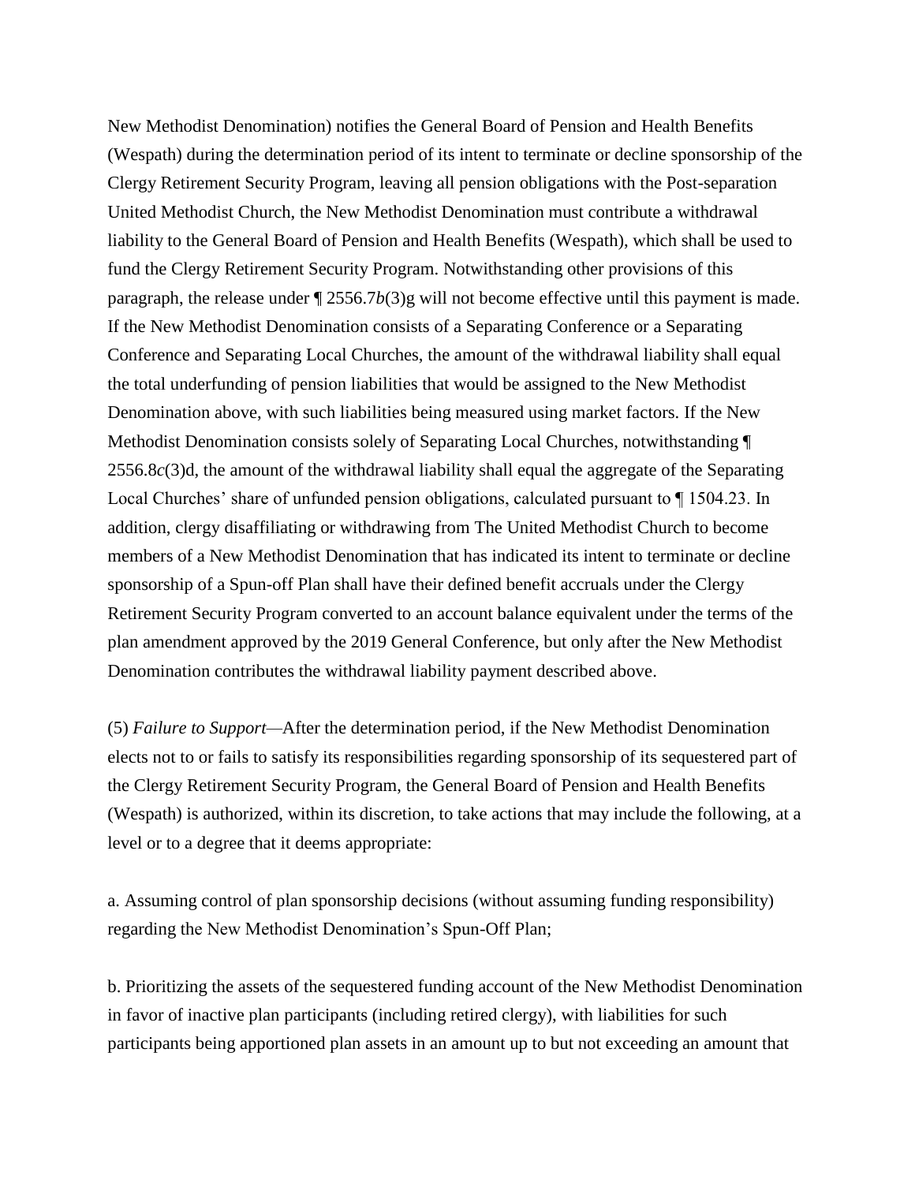New Methodist Denomination) notifies the General Board of Pension and Health Benefits (Wespath) during the determination period of its intent to terminate or decline sponsorship of the Clergy Retirement Security Program, leaving all pension obligations with the Post-separation United Methodist Church, the New Methodist Denomination must contribute a withdrawal liability to the General Board of Pension and Health Benefits (Wespath), which shall be used to fund the Clergy Retirement Security Program. Notwithstanding other provisions of this paragraph, the release under ¶ 2556.7*b*(3)g will not become effective until this payment is made. If the New Methodist Denomination consists of a Separating Conference or a Separating Conference and Separating Local Churches, the amount of the withdrawal liability shall equal the total underfunding of pension liabilities that would be assigned to the New Methodist Denomination above, with such liabilities being measured using market factors. If the New Methodist Denomination consists solely of Separating Local Churches, notwithstanding ¶ 2556.8*c*(3)d, the amount of the withdrawal liability shall equal the aggregate of the Separating Local Churches' share of unfunded pension obligations, calculated pursuant to ¶ 1504.23. In addition, clergy disaffiliating or withdrawing from The United Methodist Church to become members of a New Methodist Denomination that has indicated its intent to terminate or decline sponsorship of a Spun-off Plan shall have their defined benefit accruals under the Clergy Retirement Security Program converted to an account balance equivalent under the terms of the plan amendment approved by the 2019 General Conference, but only after the New Methodist Denomination contributes the withdrawal liability payment described above.

(5) *Failure to Support*—After the determination period, if the New Methodist Denomination elects not to or fails to satisfy its responsibilities regarding sponsorship of its sequestered part of the Clergy Retirement Security Program, the General Board of Pension and Health Benefits (Wespath) is authorized, within its discretion, to take actions that may include the following, at a level or to a degree that it deems appropriate:

a. Assuming control of plan sponsorship decisions (without assuming funding responsibility) regarding the New Methodist Denomination's Spun-Off Plan;

b. Prioritizing the assets of the sequestered funding account of the New Methodist Denomination in favor of inactive plan participants (including retired clergy), with liabilities for such participants being apportioned plan assets in an amount up to but not exceeding an amount that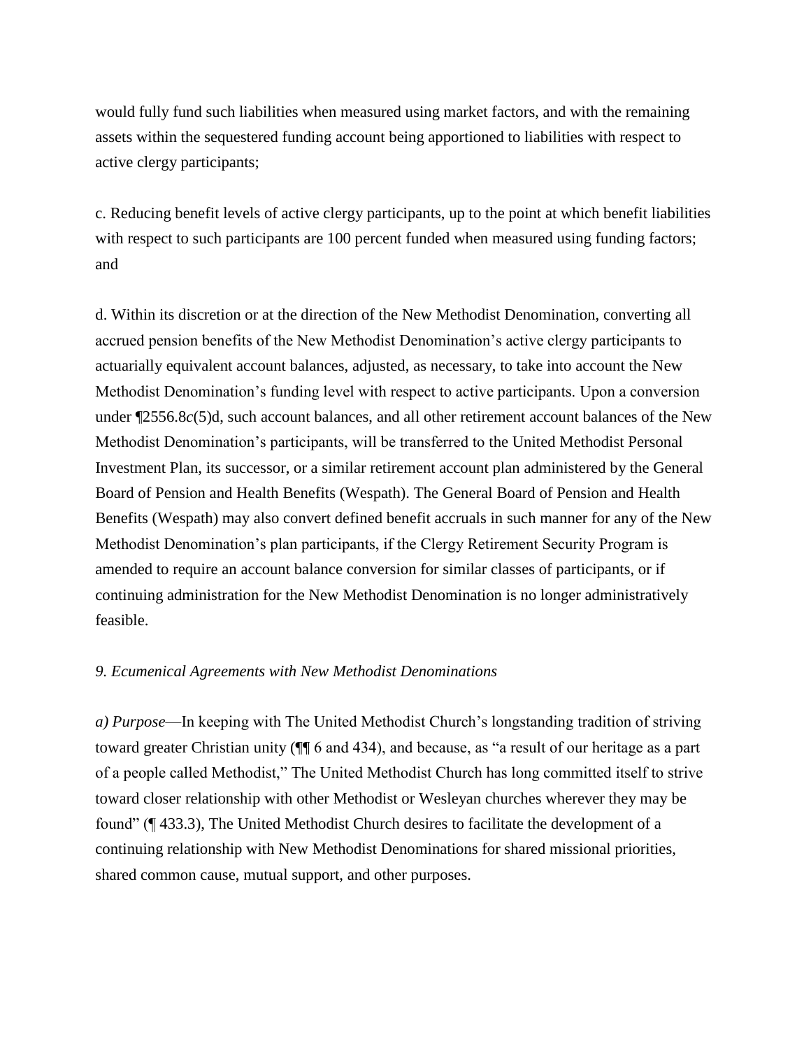would fully fund such liabilities when measured using market factors, and with the remaining assets within the sequestered funding account being apportioned to liabilities with respect to active clergy participants;

c. Reducing benefit levels of active clergy participants, up to the point at which benefit liabilities with respect to such participants are 100 percent funded when measured using funding factors; and

d. Within its discretion or at the direction of the New Methodist Denomination, converting all accrued pension benefits of the New Methodist Denomination's active clergy participants to actuarially equivalent account balances, adjusted, as necessary, to take into account the New Methodist Denomination's funding level with respect to active participants. Upon a conversion under ¶2556.8*c*(5)d, such account balances, and all other retirement account balances of the New Methodist Denomination's participants, will be transferred to the United Methodist Personal Investment Plan, its successor, or a similar retirement account plan administered by the General Board of Pension and Health Benefits (Wespath). The General Board of Pension and Health Benefits (Wespath) may also convert defined benefit accruals in such manner for any of the New Methodist Denomination's plan participants, if the Clergy Retirement Security Program is amended to require an account balance conversion for similar classes of participants, or if continuing administration for the New Methodist Denomination is no longer administratively feasible.

*9. Ecumenical Agreements with New Methodist Denominations*

*a) Purpose*—In keeping with The United Methodist Church's longstanding tradition of striving toward greater Christian unity (¶¶ 6 and 434), and because, as "a result of our heritage as a part of a people called Methodist," The United Methodist Church has long committed itself to strive toward closer relationship with other Methodist or Wesleyan churches wherever they may be found" (¶ 433.3), The United Methodist Church desires to facilitate the development of a continuing relationship with New Methodist Denominations for shared missional priorities, shared common cause, mutual support, and other purposes.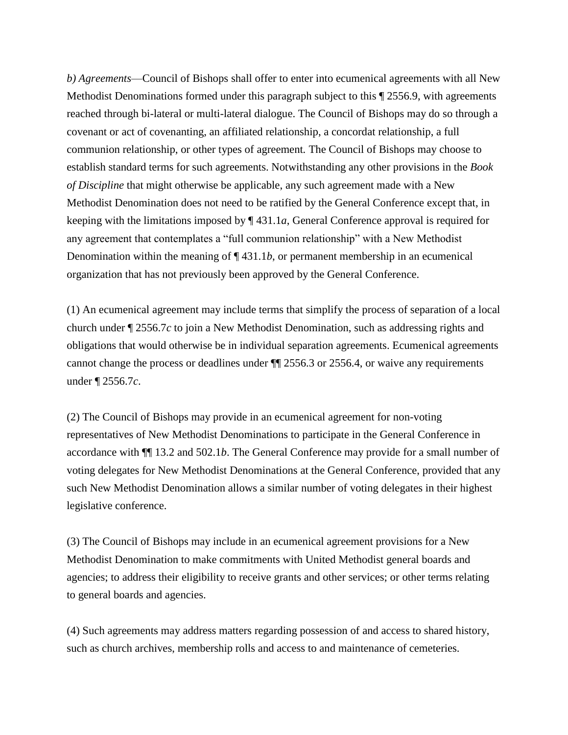*b) Agreements*—Council of Bishops shall offer to enter into ecumenical agreements with all New Methodist Denominations formed under this paragraph subject to this ¶ 2556.9, with agreements reached through bi-lateral or multi-lateral dialogue. The Council of Bishops may do so through a covenant or act of covenanting, an affiliated relationship, a concordat relationship, a full communion relationship, or other types of agreement. The Council of Bishops may choose to establish standard terms for such agreements. Notwithstanding any other provisions in the *Book of Discipline* that might otherwise be applicable, any such agreement made with a New Methodist Denomination does not need to be ratified by the General Conference except that, in keeping with the limitations imposed by ¶ 431.1*a*, General Conference approval is required for any agreement that contemplates a "full communion relationship" with a New Methodist Denomination within the meaning of ¶ 431.1*b*, or permanent membership in an ecumenical organization that has not previously been approved by the General Conference.

(1) An ecumenical agreement may include terms that simplify the process of separation of a local church under ¶ 2556.7*c* to join a New Methodist Denomination, such as addressing rights and obligations that would otherwise be in individual separation agreements. Ecumenical agreements cannot change the process or deadlines under ¶¶ 2556.3 or 2556.4, or waive any requirements under ¶ 2556.7*c*.

(2) The Council of Bishops may provide in an ecumenical agreement for non-voting representatives of New Methodist Denominations to participate in the General Conference in accordance with ¶¶ 13.2 and 502.1*b*. The General Conference may provide for a small number of voting delegates for New Methodist Denominations at the General Conference, provided that any such New Methodist Denomination allows a similar number of voting delegates in their highest legislative conference.

(3) The Council of Bishops may include in an ecumenical agreement provisions for a New Methodist Denomination to make commitments with United Methodist general boards and agencies; to address their eligibility to receive grants and other services; or other terms relating to general boards and agencies.

(4) Such agreements may address matters regarding possession of and access to shared history, such as church archives, membership rolls and access to and maintenance of cemeteries.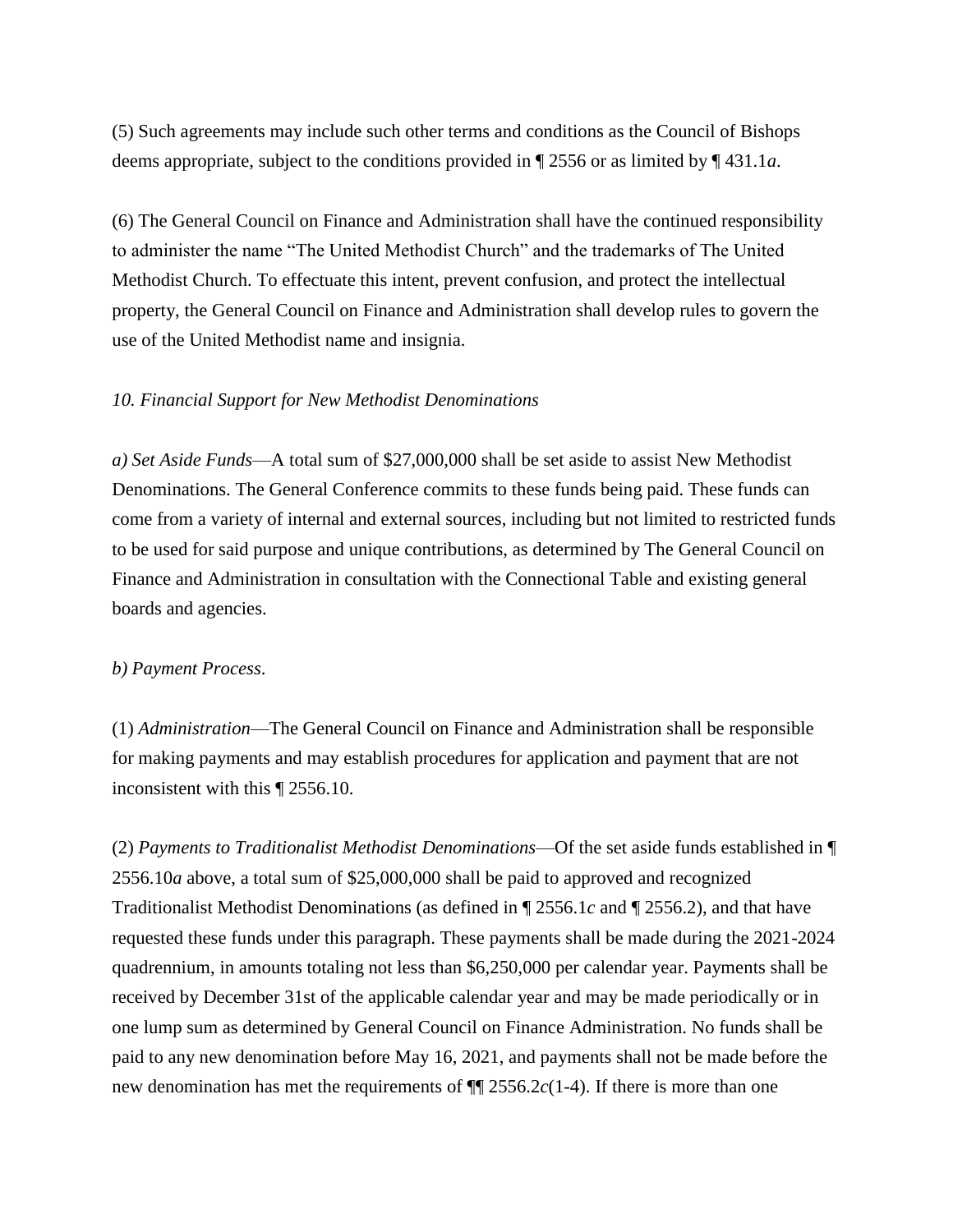(5) Such agreements may include such other terms and conditions as the Council of Bishops deems appropriate, subject to the conditions provided in ¶ 2556 or as limited by ¶ 431.1*a*.

(6) The General Council on Finance and Administration shall have the continued responsibility to administer the name "The United Methodist Church" and the trademarks of The United Methodist Church. To effectuate this intent, prevent confusion, and protect the intellectual property, the General Council on Finance and Administration shall develop rules to govern the use of the United Methodist name and insignia.

*10. Financial Support for New Methodist Denominations*

*a) Set Aside Funds*—A total sum of $27,000,000 shall be set aside to assist New Methodist Denominations. The General Conference commits to these funds being paid. These funds can come from a variety of internal and external sources, including but not limited to restricted funds to be used for said purpose and unique contributions, as determined by The General Council on Finance and Administration in consultation with the Connectional Table and existing general boards and agencies.

*b) Payment Process*.

(1) *Administration*—The General Council on Finance and Administration shall be responsible for making payments and may establish procedures for application and payment that are not inconsistent with this ¶ 2556.10.

(2) *Payments to Traditionalist Methodist Denominations*—Of the set aside funds established in ¶ 2556.10*a* above, a total sum of $25,000,000 shall be paid to approved and recognized Traditionalist Methodist Denominations (as defined in ¶ 2556.1*c* and ¶ 2556.2), and that have requested these funds under this paragraph. These payments shall be made during the 2021-2024 quadrennium, in amounts totaling not less than $6,250,000 per calendar year. Payments shall be received by December 31st of the applicable calendar year and may be made periodically or in one lump sum as determined by General Council on Finance Administration. No funds shall be paid to any new denomination before May 16, 2021, and payments shall not be made before the new denomination has met the requirements of ¶¶ 2556.2*c*(1-4). If there is more than one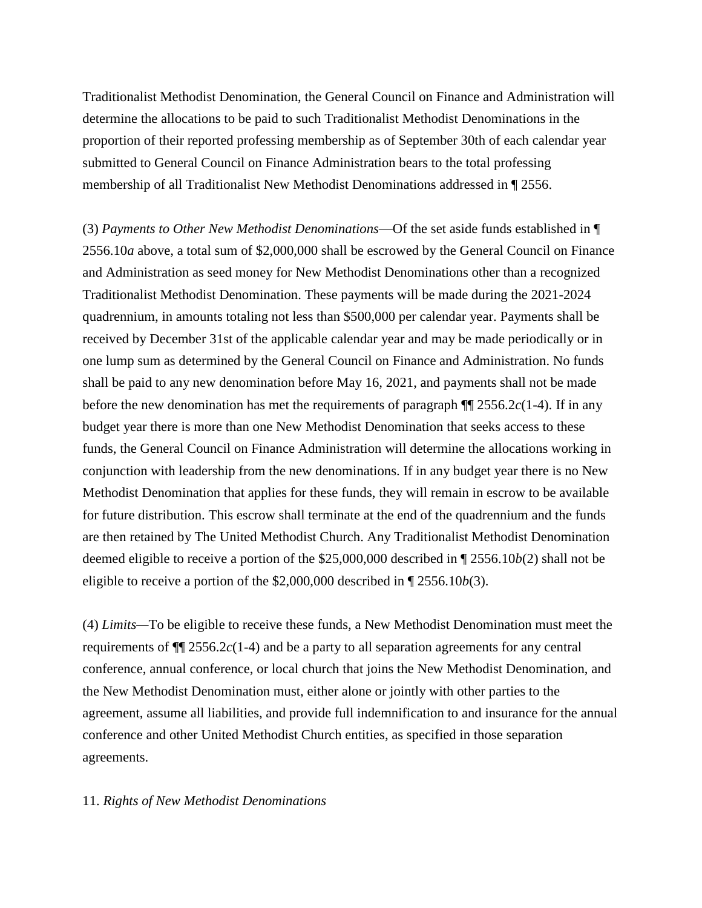Traditionalist Methodist Denomination, the General Council on Finance and Administration will determine the allocations to be paid to such Traditionalist Methodist Denominations in the proportion of their reported professing membership as of September 30th of each calendar year submitted to General Council on Finance Administration bears to the total professing membership of all Traditionalist New Methodist Denominations addressed in ¶ 2556.

(3) *Payments to Other New Methodist Denominations*—Of the set aside funds established in ¶ 2556.10*a* above, a total sum of $2,000,000 shall be escrowed by the General Council on Finance and Administration as seed money for New Methodist Denominations other than a recognized Traditionalist Methodist Denomination. These payments will be made during the 2021-2024 quadrennium, in amounts totaling not less than $500,000 per calendar year. Payments shall be received by December 31st of the applicable calendar year and may be made periodically or in one lump sum as determined by the General Council on Finance and Administration. No funds shall be paid to any new denomination before May 16, 2021, and payments shall not be made before the new denomination has met the requirements of paragraph ¶¶ 2556.2*c*(1-4). If in any budget year there is more than one New Methodist Denomination that seeks access to these funds, the General Council on Finance Administration will determine the allocations working in conjunction with leadership from the new denominations. If in any budget year there is no New Methodist Denomination that applies for these funds, they will remain in escrow to be available for future distribution. This escrow shall terminate at the end of the quadrennium and the funds are then retained by The United Methodist Church. Any Traditionalist Methodist Denomination deemed eligible to receive a portion of the $25,000,000 described in ¶ 2556.10*b*(2) shall not be eligible to receive a portion of the $2,000,000 described in ¶ 2556.10*b*(3).

(4) *Limits*—To be eligible to receive these funds, a New Methodist Denomination must meet the requirements of ¶¶ 2556.2*c*(1-4) and be a party to all separation agreements for any central conference, annual conference, or local church that joins the New Methodist Denomination, and the New Methodist Denomination must, either alone or jointly with other parties to the agreement, assume all liabilities, and provide full indemnification to and insurance for the annual conference and other United Methodist Church entities, as specified in those separation agreements.

11. *Rights of New Methodist Denominations*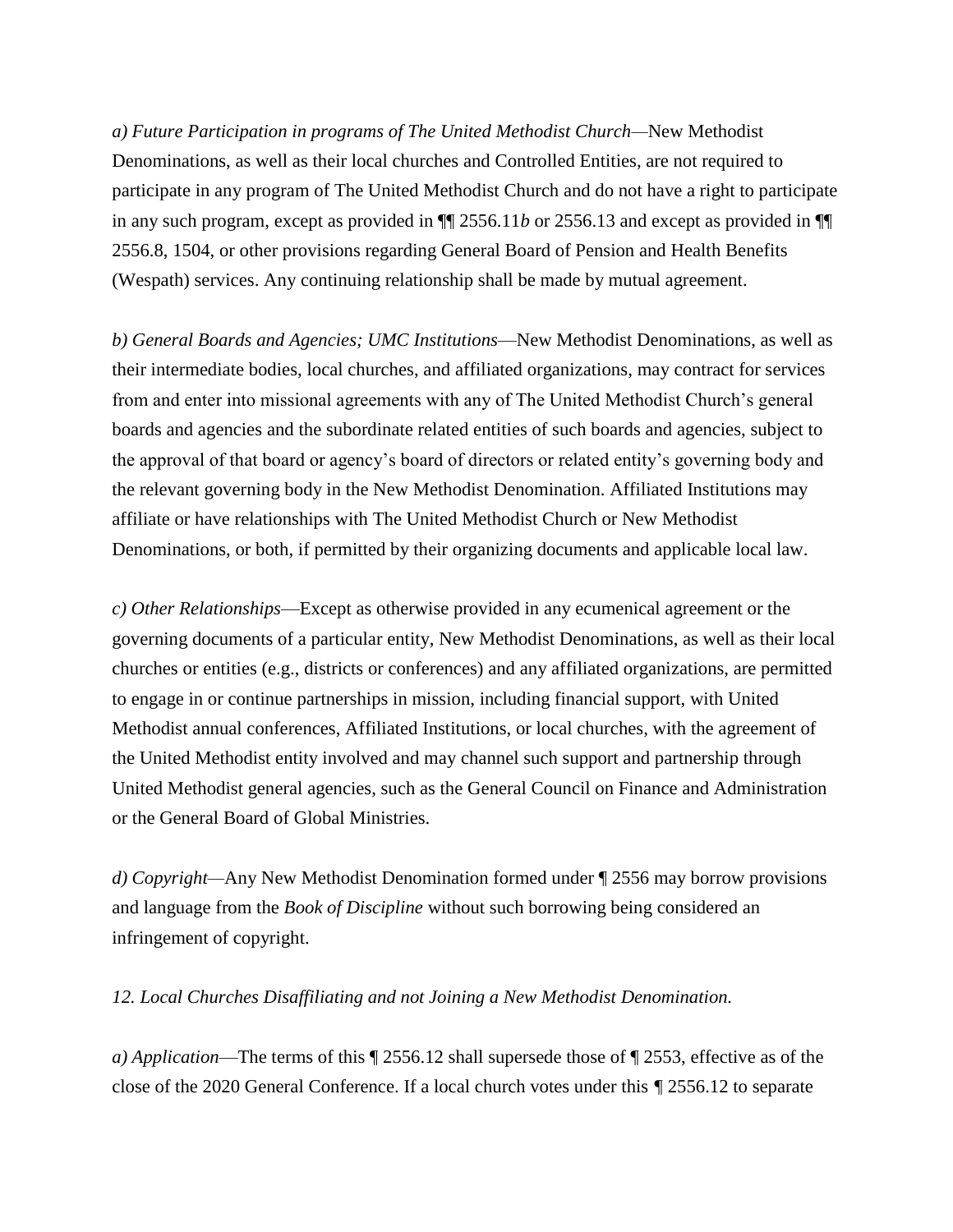*a) Future Participation in programs of The United Methodist Church*—New Methodist Denominations, as well as their local churches and Controlled Entities, are not required to participate in any program of The United Methodist Church and do not have a right to participate in any such program, except as provided in ¶¶ 2556.11*b* or 2556.13 and except as provided in ¶¶ 2556.8, 1504, or other provisions regarding General Board of Pension and Health Benefits (Wespath) services. Any continuing relationship shall be made by mutual agreement.

*b) General Boards and Agencies; UMC Institutions*—New Methodist Denominations, as well as their intermediate bodies, local churches, and affiliated organizations, may contract for services from and enter into missional agreements with any of The United Methodist Church's general boards and agencies and the subordinate related entities of such boards and agencies, subject to the approval of that board or agency's board of directors or related entity's governing body and the relevant governing body in the New Methodist Denomination. Affiliated Institutions may affiliate or have relationships with The United Methodist Church or New Methodist Denominations, or both, if permitted by their organizing documents and applicable local law.

*c) Other Relationships*—Except as otherwise provided in any ecumenical agreement or the governing documents of a particular entity, New Methodist Denominations, as well as their local churches or entities (e.g., districts or conferences) and any affiliated organizations, are permitted to engage in or continue partnerships in mission, including financial support, with United Methodist annual conferences, Affiliated Institutions, or local churches, with the agreement of the United Methodist entity involved and may channel such support and partnership through United Methodist general agencies, such as the General Council on Finance and Administration or the General Board of Global Ministries.

*d) Copyright*—Any New Methodist Denomination formed under ¶ 2556 may borrow provisions and language from the *Book of Discipline* without such borrowing being considered an infringement of copyright.

*12. Local Churches Disaffiliating and not Joining a New Methodist Denomination.*

*a) Application*—The terms of this ¶ 2556.12 shall supersede those of ¶ 2553, effective as of the close of the 2020 General Conference. If a local church votes under this ¶ 2556.12 to separate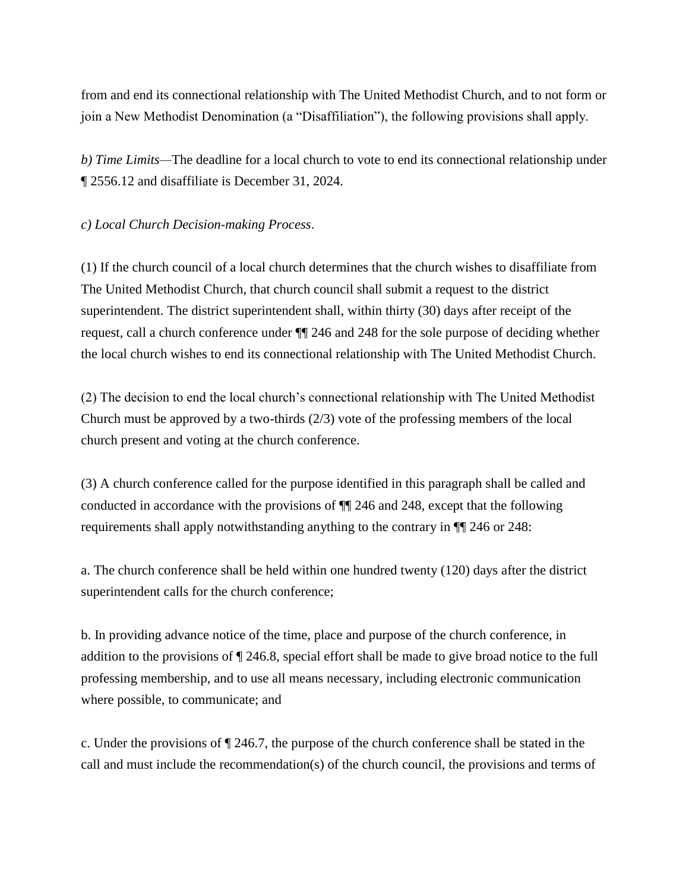from and end its connectional relationship with The United Methodist Church, and to not form or join a New Methodist Denomination (a "Disaffiliation"), the following provisions shall apply.

*b) Time Limits*—The deadline for a local church to vote to end its connectional relationship under ¶ 2556.12 and disaffiliate is December 31, 2024.

*c) Local Church Decision-making Process*.

(1) If the church council of a local church determines that the church wishes to disaffiliate from The United Methodist Church, that church council shall submit a request to the district superintendent. The district superintendent shall, within thirty (30) days after receipt of the request, call a church conference under ¶¶ 246 and 248 for the sole purpose of deciding whether the local church wishes to end its connectional relationship with The United Methodist Church.

(2) The decision to end the local church's connectional relationship with The United Methodist Church must be approved by a two-thirds (2/3) vote of the professing members of the local church present and voting at the church conference.

(3) A church conference called for the purpose identified in this paragraph shall be called and conducted in accordance with the provisions of ¶¶ 246 and 248, except that the following requirements shall apply notwithstanding anything to the contrary in ¶¶ 246 or 248:

a. The church conference shall be held within one hundred twenty (120) days after the district superintendent calls for the church conference;

b. In providing advance notice of the time, place and purpose of the church conference, in addition to the provisions of ¶ 246.8, special effort shall be made to give broad notice to the full professing membership, and to use all means necessary, including electronic communication where possible, to communicate; and

c. Under the provisions of ¶ 246.7, the purpose of the church conference shall be stated in the call and must include the recommendation(s) of the church council, the provisions and terms of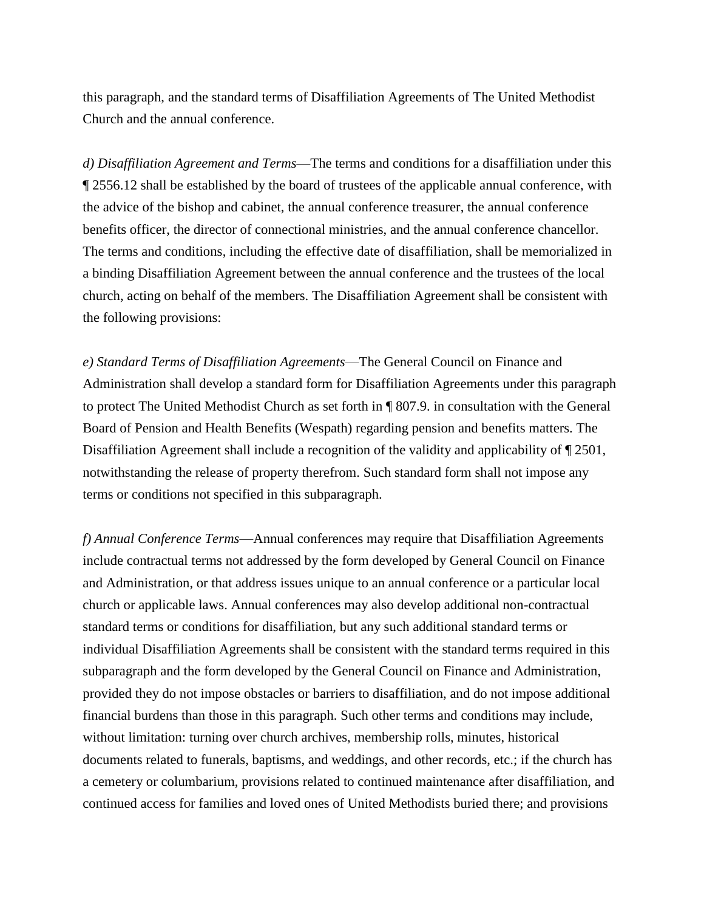this paragraph, and the standard terms of Disaffiliation Agreements of The United Methodist Church and the annual conference.

*d) Disaffiliation Agreement and Terms*—The terms and conditions for a disaffiliation under this ¶ 2556.12 shall be established by the board of trustees of the applicable annual conference, with the advice of the bishop and cabinet, the annual conference treasurer, the annual conference benefits officer, the director of connectional ministries, and the annual conference chancellor. The terms and conditions, including the effective date of disaffiliation, shall be memorialized in a binding Disaffiliation Agreement between the annual conference and the trustees of the local church, acting on behalf of the members. The Disaffiliation Agreement shall be consistent with the following provisions:

*e) Standard Terms of Disaffiliation Agreements*—The General Council on Finance and Administration shall develop a standard form for Disaffiliation Agreements under this paragraph to protect The United Methodist Church as set forth in ¶ 807.9. in consultation with the General Board of Pension and Health Benefits (Wespath) regarding pension and benefits matters. The Disaffiliation Agreement shall include a recognition of the validity and applicability of ¶ 2501, notwithstanding the release of property therefrom. Such standard form shall not impose any terms or conditions not specified in this subparagraph.

*f) Annual Conference Terms*—Annual conferences may require that Disaffiliation Agreements include contractual terms not addressed by the form developed by General Council on Finance and Administration, or that address issues unique to an annual conference or a particular local church or applicable laws. Annual conferences may also develop additional non-contractual standard terms or conditions for disaffiliation, but any such additional standard terms or individual Disaffiliation Agreements shall be consistent with the standard terms required in this subparagraph and the form developed by the General Council on Finance and Administration, provided they do not impose obstacles or barriers to disaffiliation, and do not impose additional financial burdens than those in this paragraph. Such other terms and conditions may include, without limitation: turning over church archives, membership rolls, minutes, historical documents related to funerals, baptisms, and weddings, and other records, etc.; if the church has a cemetery or columbarium, provisions related to continued maintenance after disaffiliation, and continued access for families and loved ones of United Methodists buried there; and provisions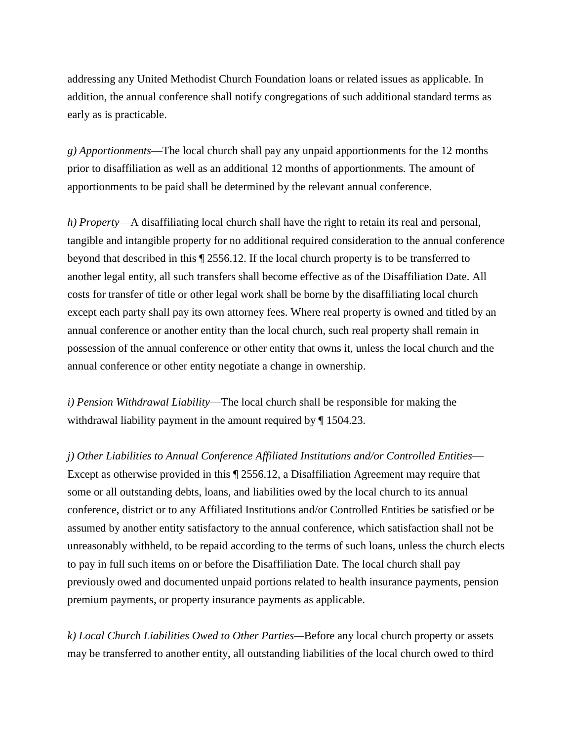addressing any United Methodist Church Foundation loans or related issues as applicable. In addition, the annual conference shall notify congregations of such additional standard terms as early as is practicable.

*g) Apportionments*—The local church shall pay any unpaid apportionments for the 12 months prior to disaffiliation as well as an additional 12 months of apportionments. The amount of apportionments to be paid shall be determined by the relevant annual conference.

*h) Property*—A disaffiliating local church shall have the right to retain its real and personal, tangible and intangible property for no additional required consideration to the annual conference beyond that described in this ¶ 2556.12. If the local church property is to be transferred to another legal entity, all such transfers shall become effective as of the Disaffiliation Date. All costs for transfer of title or other legal work shall be borne by the disaffiliating local church except each party shall pay its own attorney fees. Where real property is owned and titled by an annual conference or another entity than the local church, such real property shall remain in possession of the annual conference or other entity that owns it, unless the local church and the annual conference or other entity negotiate a change in ownership.

*i) Pension Withdrawal Liability*—The local church shall be responsible for making the withdrawal liability payment in the amount required by ¶ 1504.23.

*j) Other Liabilities to Annual Conference Affiliated Institutions and/or Controlled Entities*—Except as otherwise provided in this ¶ 2556.12, a Disaffiliation Agreement may require that some or all outstanding debts, loans, and liabilities owed by the local church to its annual conference, district or to any Affiliated Institutions and/or Controlled Entities be satisfied or be assumed by another entity satisfactory to the annual conference, which satisfaction shall not be unreasonably withheld, to be repaid according to the terms of such loans, unless the church elects to pay in full such items on or before the Disaffiliation Date. The local church shall pay previously owed and documented unpaid portions related to health insurance payments, pension premium payments, or property insurance payments as applicable.

*k) Local Church Liabilities Owed to Other Parties*—Before any local church property or assets may be transferred to another entity, all outstanding liabilities of the local church owed to third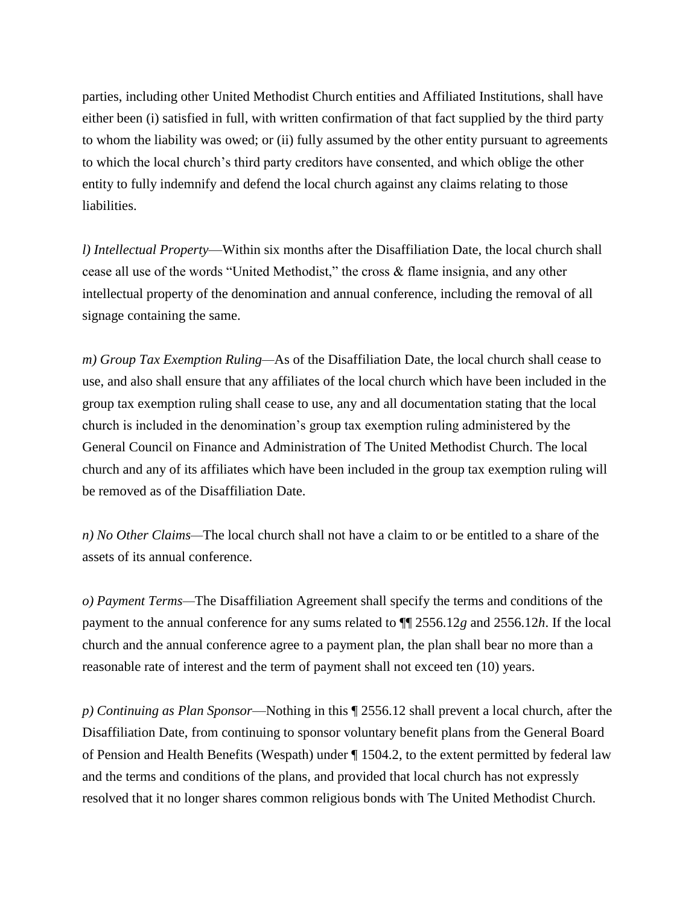parties, including other United Methodist Church entities and Affiliated Institutions, shall have either been (i) satisfied in full, with written confirmation of that fact supplied by the third party to whom the liability was owed; or (ii) fully assumed by the other entity pursuant to agreements to which the local church's third party creditors have consented, and which oblige the other entity to fully indemnify and defend the local church against any claims relating to those liabilities.

*l) Intellectual Property*—Within six months after the Disaffiliation Date, the local church shall cease all use of the words "United Methodist," the cross & flame insignia, and any other intellectual property of the denomination and annual conference, including the removal of all signage containing the same.

*m) Group Tax Exemption Ruling*—As of the Disaffiliation Date, the local church shall cease to use, and also shall ensure that any affiliates of the local church which have been included in the group tax exemption ruling shall cease to use, any and all documentation stating that the local church is included in the denomination's group tax exemption ruling administered by the General Council on Finance and Administration of The United Methodist Church. The local church and any of its affiliates which have been included in the group tax exemption ruling will be removed as of the Disaffiliation Date.

*n) No Other Claims*—The local church shall not have a claim to or be entitled to a share of the assets of its annual conference.

*o) Payment Terms*—The Disaffiliation Agreement shall specify the terms and conditions of the payment to the annual conference for any sums related to ¶¶ 2556.12*g* and 2556.12*h*. If the local church and the annual conference agree to a payment plan, the plan shall bear no more than a reasonable rate of interest and the term of payment shall not exceed ten (10) years.

*p) Continuing as Plan Sponsor*—Nothing in this ¶ 2556.12 shall prevent a local church, after the Disaffiliation Date, from continuing to sponsor voluntary benefit plans from the General Board of Pension and Health Benefits (Wespath) under ¶ 1504.2, to the extent permitted by federal law and the terms and conditions of the plans, and provided that local church has not expressly resolved that it no longer shares common religious bonds with The United Methodist Church.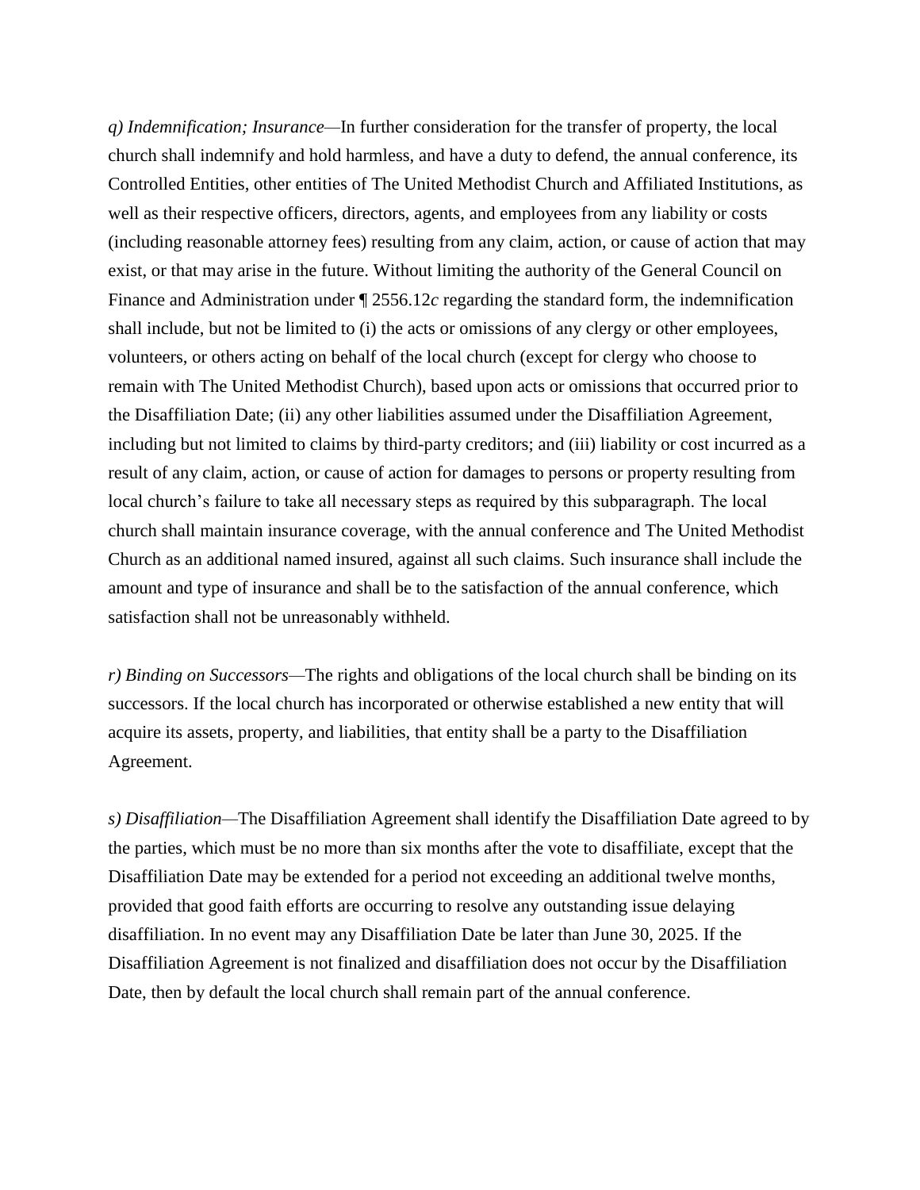*q) Indemnification; Insurance*—In further consideration for the transfer of property, the local church shall indemnify and hold harmless, and have a duty to defend, the annual conference, its Controlled Entities, other entities of The United Methodist Church and Affiliated Institutions, as well as their respective officers, directors, agents, and employees from any liability or costs (including reasonable attorney fees) resulting from any claim, action, or cause of action that may exist, or that may arise in the future. Without limiting the authority of the General Council on Finance and Administration under ¶ 2556.12*c* regarding the standard form, the indemnification shall include, but not be limited to (i) the acts or omissions of any clergy or other employees, volunteers, or others acting on behalf of the local church (except for clergy who choose to remain with The United Methodist Church), based upon acts or omissions that occurred prior to the Disaffiliation Date; (ii) any other liabilities assumed under the Disaffiliation Agreement, including but not limited to claims by third-party creditors; and (iii) liability or cost incurred as a result of any claim, action, or cause of action for damages to persons or property resulting from local church's failure to take all necessary steps as required by this subparagraph. The local church shall maintain insurance coverage, with the annual conference and The United Methodist Church as an additional named insured, against all such claims. Such insurance shall include the amount and type of insurance and shall be to the satisfaction of the annual conference, which satisfaction shall not be unreasonably withheld.

*r) Binding on Successors*—The rights and obligations of the local church shall be binding on its successors. If the local church has incorporated or otherwise established a new entity that will acquire its assets, property, and liabilities, that entity shall be a party to the Disaffiliation Agreement.

*s) Disaffiliation*—The Disaffiliation Agreement shall identify the Disaffiliation Date agreed to by the parties, which must be no more than six months after the vote to disaffiliate, except that the Disaffiliation Date may be extended for a period not exceeding an additional twelve months, provided that good faith efforts are occurring to resolve any outstanding issue delaying disaffiliation. In no event may any Disaffiliation Date be later than June 30, 2025. If the Disaffiliation Agreement is not finalized and disaffiliation does not occur by the Disaffiliation Date, then by default the local church shall remain part of the annual conference.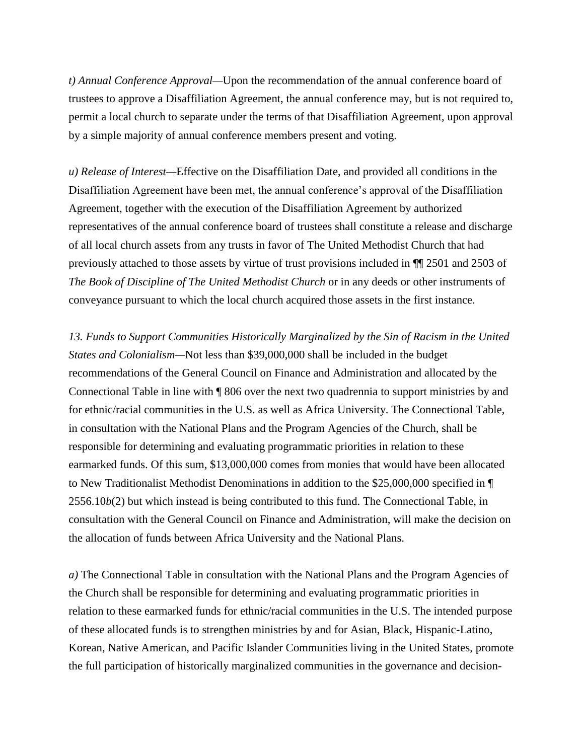*t) Annual Conference Approval*—Upon the recommendation of the annual conference board of trustees to approve a Disaffiliation Agreement, the annual conference may, but is not required to, permit a local church to separate under the terms of that Disaffiliation Agreement, upon approval by a simple majority of annual conference members present and voting.

*u) Release of Interest*—Effective on the Disaffiliation Date, and provided all conditions in the Disaffiliation Agreement have been met, the annual conference's approval of the Disaffiliation Agreement, together with the execution of the Disaffiliation Agreement by authorized representatives of the annual conference board of trustees shall constitute a release and discharge of all local church assets from any trusts in favor of The United Methodist Church that had previously attached to those assets by virtue of trust provisions included in ¶¶ 2501 and 2503 of *The Book of Discipline of The United Methodist Church* or in any deeds or other instruments of conveyance pursuant to which the local church acquired those assets in the first instance.

*13. Funds to Support Communities Historically Marginalized by the Sin of Racism in the United States and Colonialism*—Not less than $39,000,000 shall be included in the budget recommendations of the General Council on Finance and Administration and allocated by the Connectional Table in line with ¶ 806 over the next two quadrennia to support ministries by and for ethnic/racial communities in the U.S. as well as Africa University. The Connectional Table, in consultation with the National Plans and the Program Agencies of the Church, shall be responsible for determining and evaluating programmatic priorities in relation to these earmarked funds. Of this sum, $13,000,000 comes from monies that would have been allocated to New Traditionalist Methodist Denominations in addition to the $25,000,000 specified in ¶ 2556.10*b*(2) but which instead is being contributed to this fund. The Connectional Table, in consultation with the General Council on Finance and Administration, will make the decision on the allocation of funds between Africa University and the National Plans.

*a)* The Connectional Table in consultation with the National Plans and the Program Agencies of the Church shall be responsible for determining and evaluating programmatic priorities in relation to these earmarked funds for ethnic/racial communities in the U.S. The intended purpose of these allocated funds is to strengthen ministries by and for Asian, Black, Hispanic-Latino, Korean, Native American, and Pacific Islander Communities living in the United States, promote the full participation of historically marginalized communities in the governance and decision-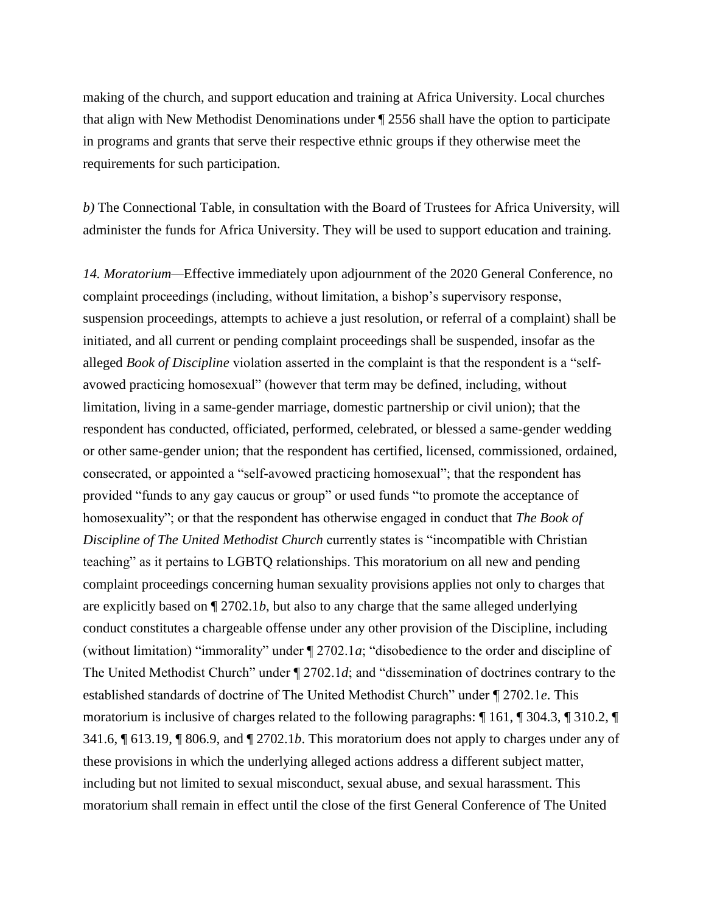making of the church, and support education and training at Africa University. Local churches that align with New Methodist Denominations under ¶ 2556 shall have the option to participate in programs and grants that serve their respective ethnic groups if they otherwise meet the requirements for such participation.

*b)* The Connectional Table, in consultation with the Board of Trustees for Africa University, will administer the funds for Africa University. They will be used to support education and training.

*14. Moratorium*—Effective immediately upon adjournment of the 2020 General Conference, no complaint proceedings (including, without limitation, a bishop's supervisory response, suspension proceedings, attempts to achieve a just resolution, or referral of a complaint) shall be initiated, and all current or pending complaint proceedings shall be suspended, insofar as the alleged *Book of Discipline* violation asserted in the complaint is that the respondent is a "self-avowed practicing homosexual" (however that term may be defined, including, without limitation, living in a same-gender marriage, domestic partnership or civil union); that the respondent has conducted, officiated, performed, celebrated, or blessed a same-gender wedding or other same-gender union; that the respondent has certified, licensed, commissioned, ordained, consecrated, or appointed a "self-avowed practicing homosexual"; that the respondent has provided "funds to any gay caucus or group" or used funds "to promote the acceptance of homosexuality"; or that the respondent has otherwise engaged in conduct that *The Book of Discipline of The United Methodist Church* currently states is "incompatible with Christian teaching" as it pertains to LGBTQ relationships. This moratorium on all new and pending complaint proceedings concerning human sexuality provisions applies not only to charges that are explicitly based on ¶ 2702.1*b*, but also to any charge that the same alleged underlying conduct constitutes a chargeable offense under any other provision of the Discipline, including (without limitation) "immorality" under ¶ 2702.1*a*; "disobedience to the order and discipline of The United Methodist Church" under ¶ 2702.1*d*; and "dissemination of doctrines contrary to the established standards of doctrine of The United Methodist Church" under ¶ 2702.1*e*. This moratorium is inclusive of charges related to the following paragraphs: ¶ 161, ¶ 304.3, ¶ 310.2, ¶ 341.6, ¶ 613.19, ¶ 806.9, and ¶ 2702.1*b*. This moratorium does not apply to charges under any of these provisions in which the underlying alleged actions address a different subject matter, including but not limited to sexual misconduct, sexual abuse, and sexual harassment. This moratorium shall remain in effect until the close of the first General Conference of The United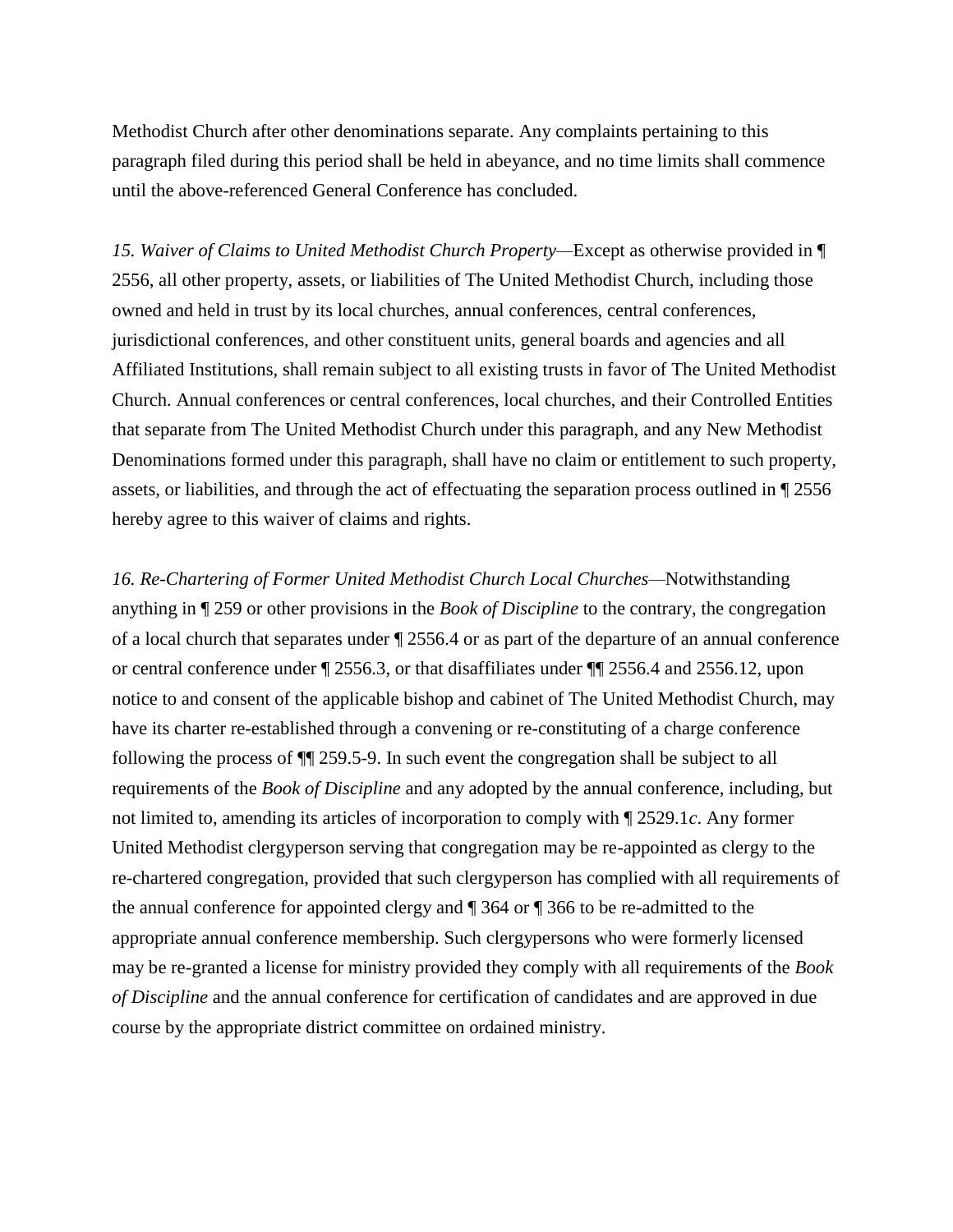Methodist Church after other denominations separate. Any complaints pertaining to this paragraph filed during this period shall be held in abeyance, and no time limits shall commence until the above-referenced General Conference has concluded.

*15. Waiver of Claims to United Methodist Church Property*—Except as otherwise provided in ¶ 2556, all other property, assets, or liabilities of The United Methodist Church, including those owned and held in trust by its local churches, annual conferences, central conferences, jurisdictional conferences, and other constituent units, general boards and agencies and all Affiliated Institutions, shall remain subject to all existing trusts in favor of The United Methodist Church. Annual conferences or central conferences, local churches, and their Controlled Entities that separate from The United Methodist Church under this paragraph, and any New Methodist Denominations formed under this paragraph, shall have no claim or entitlement to such property, assets, or liabilities, and through the act of effectuating the separation process outlined in ¶ 2556 hereby agree to this waiver of claims and rights.

*16. Re-Chartering of Former United Methodist Church Local Churches*—Notwithstanding anything in ¶ 259 or other provisions in the *Book of Discipline* to the contrary, the congregation of a local church that separates under ¶ 2556.4 or as part of the departure of an annual conference or central conference under ¶ 2556.3, or that disaffiliates under ¶¶ 2556.4 and 2556.12, upon notice to and consent of the applicable bishop and cabinet of The United Methodist Church, may have its charter re-established through a convening or re-constituting of a charge conference following the process of ¶¶ 259.5-9. In such event the congregation shall be subject to all requirements of the *Book of Discipline* and any adopted by the annual conference, including, but not limited to, amending its articles of incorporation to comply with ¶ 2529.1*c*. Any former United Methodist clergyperson serving that congregation may be re-appointed as clergy to the re-chartered congregation, provided that such clergyperson has complied with all requirements of the annual conference for appointed clergy and ¶ 364 or ¶ 366 to be re-admitted to the appropriate annual conference membership. Such clergypersons who were formerly licensed may be re-granted a license for ministry provided they comply with all requirements of the *Book of Discipline* and the annual conference for certification of candidates and are approved in due course by the appropriate district committee on ordained ministry.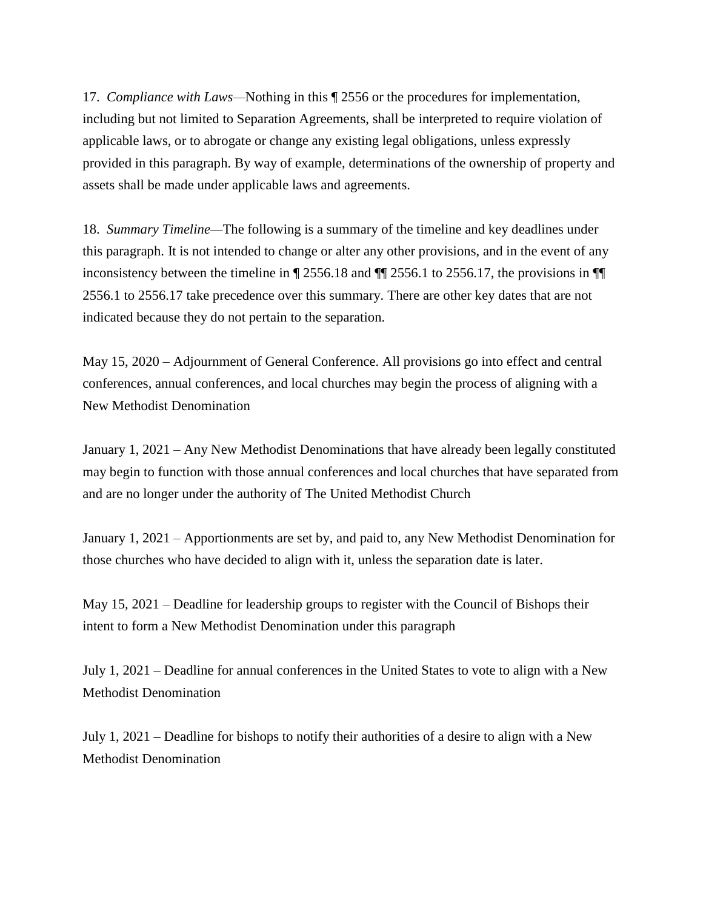17. *Compliance with Laws*—Nothing in this ¶ 2556 or the procedures for implementation, including but not limited to Separation Agreements, shall be interpreted to require violation of applicable laws, or to abrogate or change any existing legal obligations, unless expressly provided in this paragraph. By way of example, determinations of the ownership of property and assets shall be made under applicable laws and agreements.

18. *Summary Timeline*—The following is a summary of the timeline and key deadlines under this paragraph. It is not intended to change or alter any other provisions, and in the event of any inconsistency between the timeline in ¶ 2556.18 and ¶¶ 2556.1 to 2556.17, the provisions in ¶¶ 2556.1 to 2556.17 take precedence over this summary. There are other key dates that are not indicated because they do not pertain to the separation.

May 15, 2020 – Adjournment of General Conference. All provisions go into effect and central conferences, annual conferences, and local churches may begin the process of aligning with a New Methodist Denomination

January 1, 2021 – Any New Methodist Denominations that have already been legally constituted may begin to function with those annual conferences and local churches that have separated from and are no longer under the authority of The United Methodist Church

January 1, 2021 – Apportionments are set by, and paid to, any New Methodist Denomination for those churches who have decided to align with it, unless the separation date is later.

May 15, 2021 – Deadline for leadership groups to register with the Council of Bishops their intent to form a New Methodist Denomination under this paragraph

July 1, 2021 – Deadline for annual conferences in the United States to vote to align with a New Methodist Denomination

July 1, 2021 – Deadline for bishops to notify their authorities of a desire to align with a New Methodist Denomination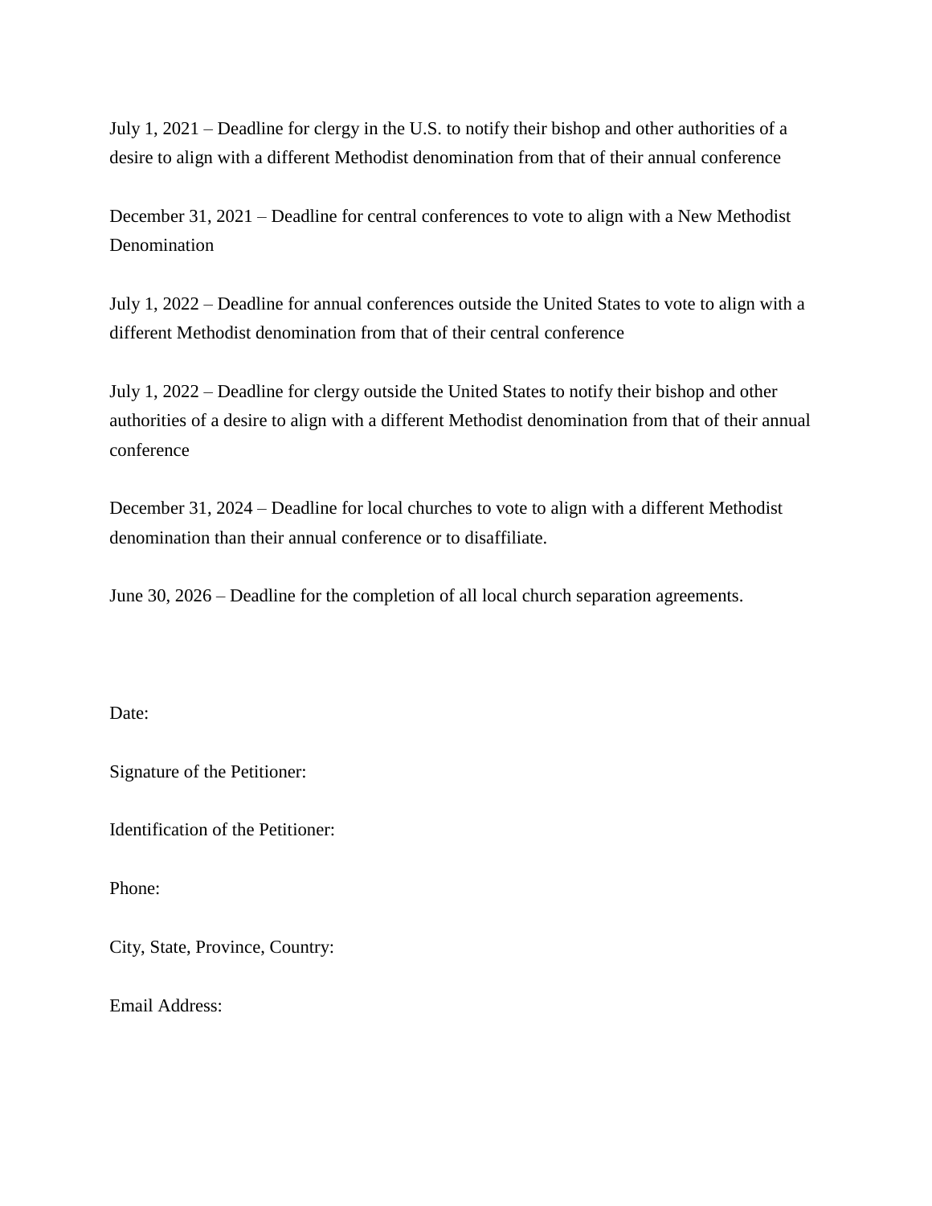July 1, 2021 – Deadline for clergy in the U.S. to notify their bishop and other authorities of a desire to align with a different Methodist denomination from that of their annual conference

December 31, 2021 – Deadline for central conferences to vote to align with a New Methodist Denomination

July 1, 2022 – Deadline for annual conferences outside the United States to vote to align with a different Methodist denomination from that of their central conference

July 1, 2022 – Deadline for clergy outside the United States to notify their bishop and other authorities of a desire to align with a different Methodist denomination from that of their annual conference

December 31, 2024 – Deadline for local churches to vote to align with a different Methodist denomination than their annual conference or to disaffiliate.

June 30, 2026 – Deadline for the completion of all local church separation agreements.

Date:

Signature of the Petitioner:

Identification of the Petitioner:

Phone:

City, State, Province, Country:

Email Address: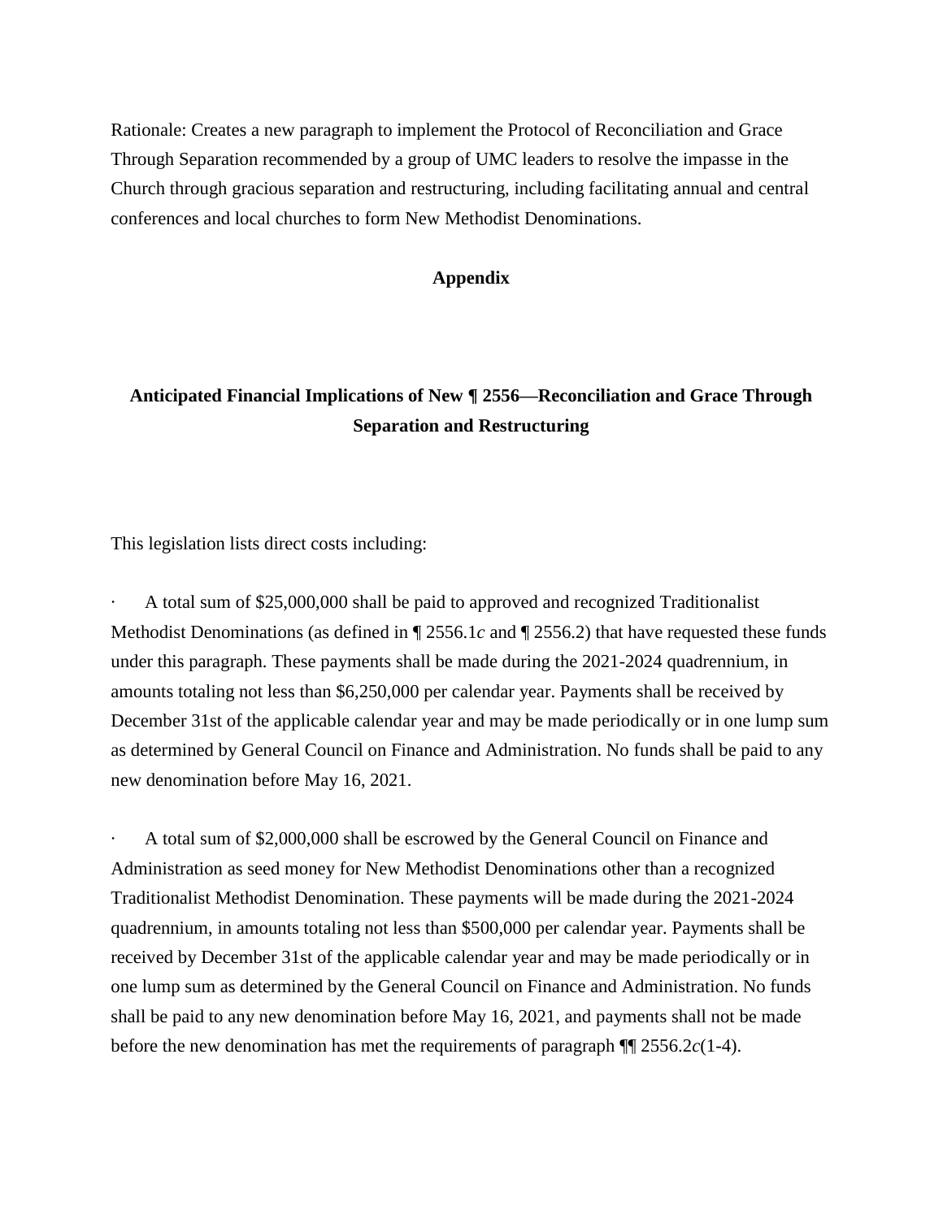Rationale: Creates a new paragraph to implement the Protocol of Reconciliation and Grace Through Separation recommended by a group of UMC leaders to resolve the impasse in the Church through gracious separation and restructuring, including facilitating annual and central conferences and local churches to form New Methodist Denominations.

## Appendix

## Anticipated Financial Implications of New ¶ 2556—Reconciliation and Grace Through Separation and Restructuring

This legislation lists direct costs including:

· A total sum of $25,000,000 shall be paid to approved and recognized Traditionalist Methodist Denominations (as defined in ¶ 2556.1*c* and ¶ 2556.2) that have requested these funds under this paragraph. These payments shall be made during the 2021-2024 quadrennium, in amounts totaling not less than $6,250,000 per calendar year. Payments shall be received by December 31st of the applicable calendar year and may be made periodically or in one lump sum as determined by General Council on Finance and Administration. No funds shall be paid to any new denomination before May 16, 2021.

· A total sum of $2,000,000 shall be escrowed by the General Council on Finance and Administration as seed money for New Methodist Denominations other than a recognized Traditionalist Methodist Denomination. These payments will be made during the 2021-2024 quadrennium, in amounts totaling not less than $500,000 per calendar year. Payments shall be received by December 31st of the applicable calendar year and may be made periodically or in one lump sum as determined by the General Council on Finance and Administration. No funds shall be paid to any new denomination before May 16, 2021, and payments shall not be made before the new denomination has met the requirements of paragraph ¶¶ 2556.2*c*(1-4).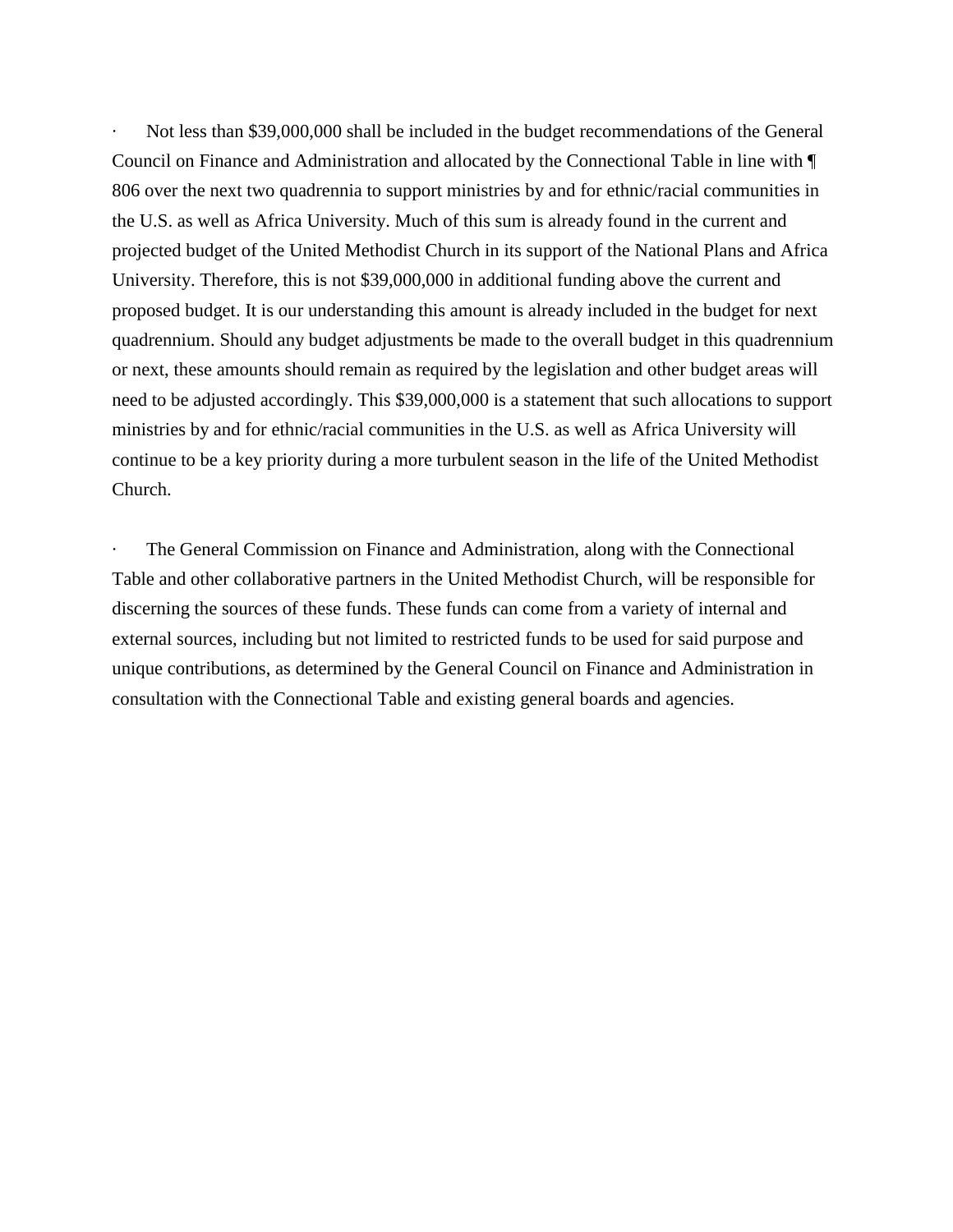- Not less than $39,000,000 shall be included in the budget recommendations of the General Council on Finance and Administration and allocated by the Connectional Table in line with ¶ 806 over the next two quadrennia to support ministries by and for ethnic/racial communities in the U.S. as well as Africa University. Much of this sum is already found in the current and projected budget of the United Methodist Church in its support of the National Plans and Africa University. Therefore, this is not $39,000,000 in additional funding above the current and proposed budget. It is our understanding this amount is already included in the budget for next quadrennium. Should any budget adjustments be made to the overall budget in this quadrennium or next, these amounts should remain as required by the legislation and other budget areas will need to be adjusted accordingly. This $39,000,000 is a statement that such allocations to support ministries by and for ethnic/racial communities in the U.S. as well as Africa University will continue to be a key priority during a more turbulent season in the life of the United Methodist Church.

- The General Commission on Finance and Administration, along with the Connectional Table and other collaborative partners in the United Methodist Church, will be responsible for discerning the sources of these funds. These funds can come from a variety of internal and external sources, including but not limited to restricted funds to be used for said purpose and unique contributions, as determined by the General Council on Finance and Administration in consultation with the Connectional Table and existing general boards and agencies.